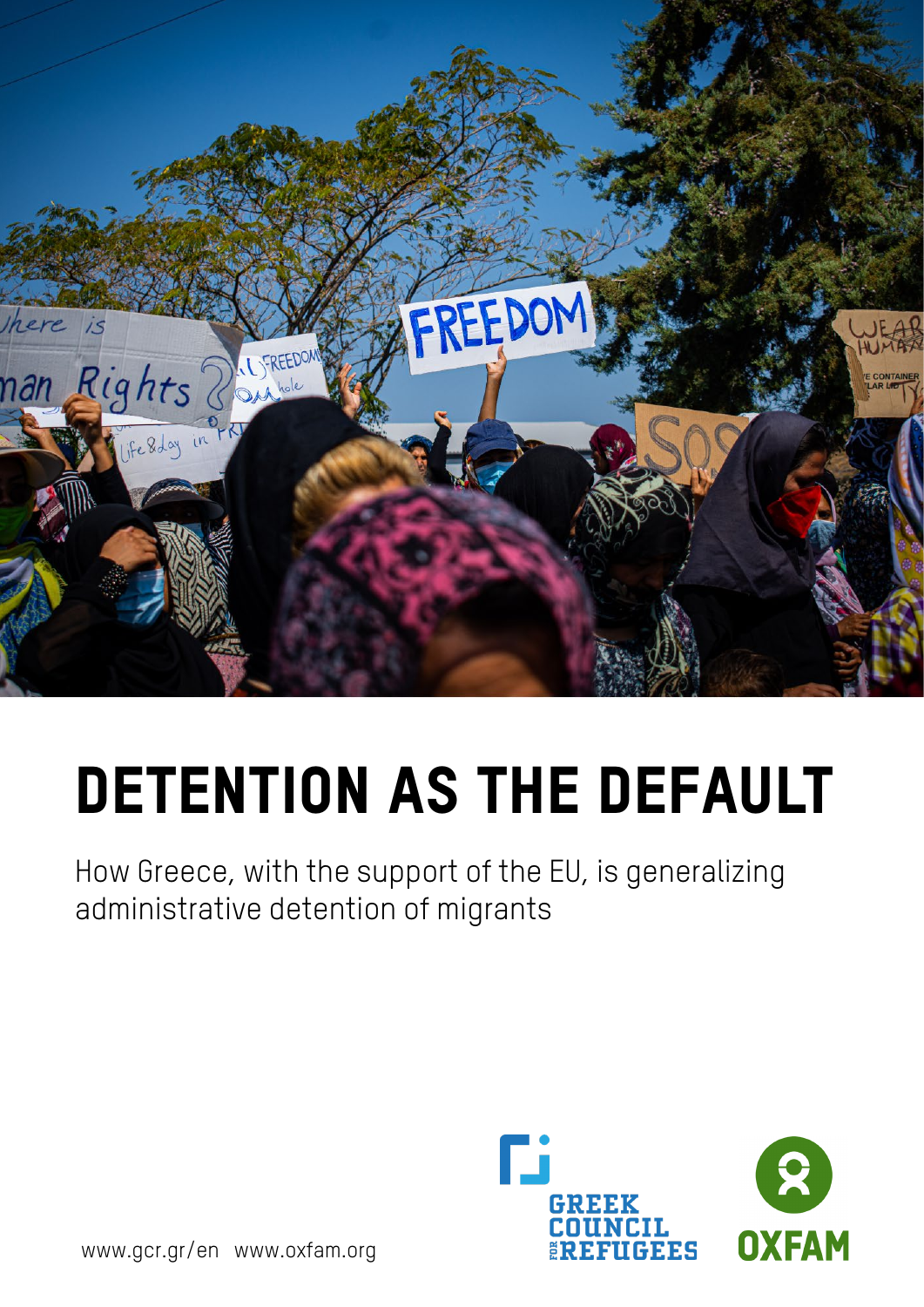# DETENTION AS THE DEFAULT

How Greece, with the support of the EU, is generalizing administrative detention of migrants

www.gcr.gr/en www.oxfam.org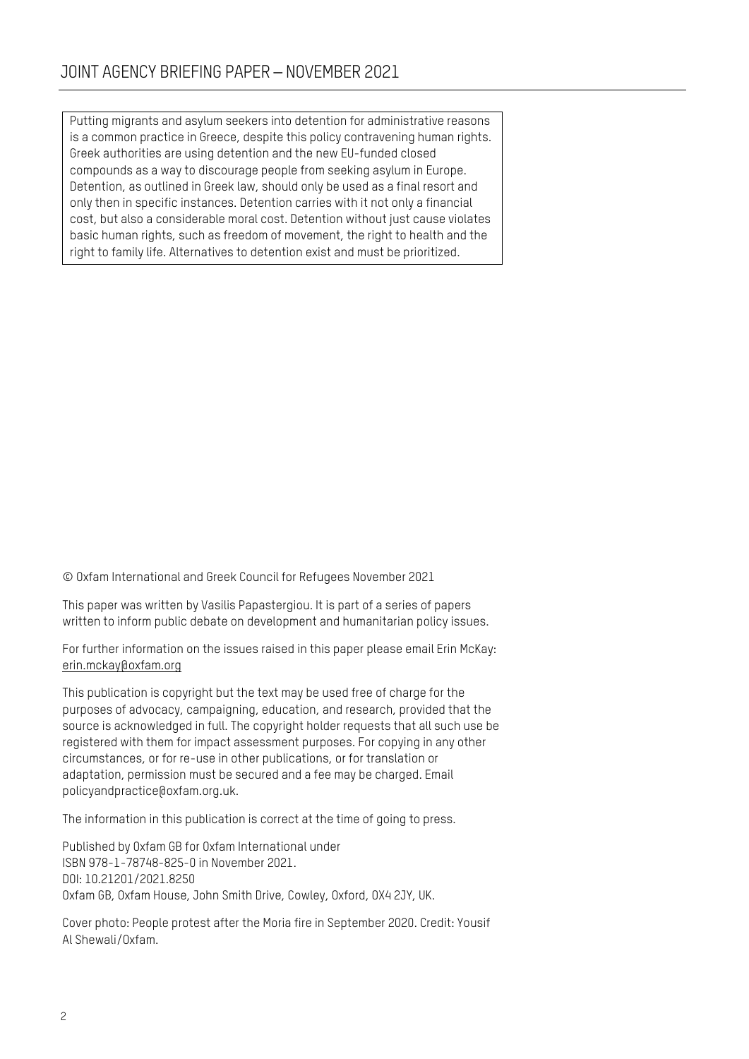Putting migrants and asylum seekers into detention for administrative reasons is a common practice in Greece, despite this policy contravening human rights. Greek authorities are using detention and the new EU-funded closed compounds as a way to discourage people from seeking asylum in Europe. Detention, as outlined in Greek law, should only be used as a final resort and only then in specific instances. Detention carries with it not only a financial cost, but also a considerable moral cost. Detention without just cause violates basic human rights, such as freedom of movement, the right to health and the right to family life. Alternatives to detention exist and must be prioritized.

© Oxfam International and Greek Council for Refugees November 2021

This paper was written by Vasilis Papastergiou. It is part of a series of papers written to inform public debate on development and humanitarian policy issues.

For further information on the issues raised in this paper please email Erin McKay: erin.mckay@oxfam.org

This publication is copyright but the text may be used free of charge for the purposes of advocacy, campaigning, education, and research, provided that the source is acknowledged in full. The copyright holder requests that all such use be registered with them for impact assessment purposes. For copying in any other circumstances, or for re-use in other publications, or for translation or adaptation, permission must be secured and a fee may be charged. Email policyandpractice@oxfam.org.uk.

The information in this publication is correct at the time of going to press.

Published by Oxfam GB for Oxfam International under ISBN 978-1-78748-825-0 in November 2021.
DOI: 10.21201/2021.8250
Oxfam GB, Oxfam House, John Smith Drive, Cowley, Oxford, OX4 2JY, UK.

Cover photo: People protest after the Moria fire in September 2020. Credit: Yousif Al Shewali/Oxfam.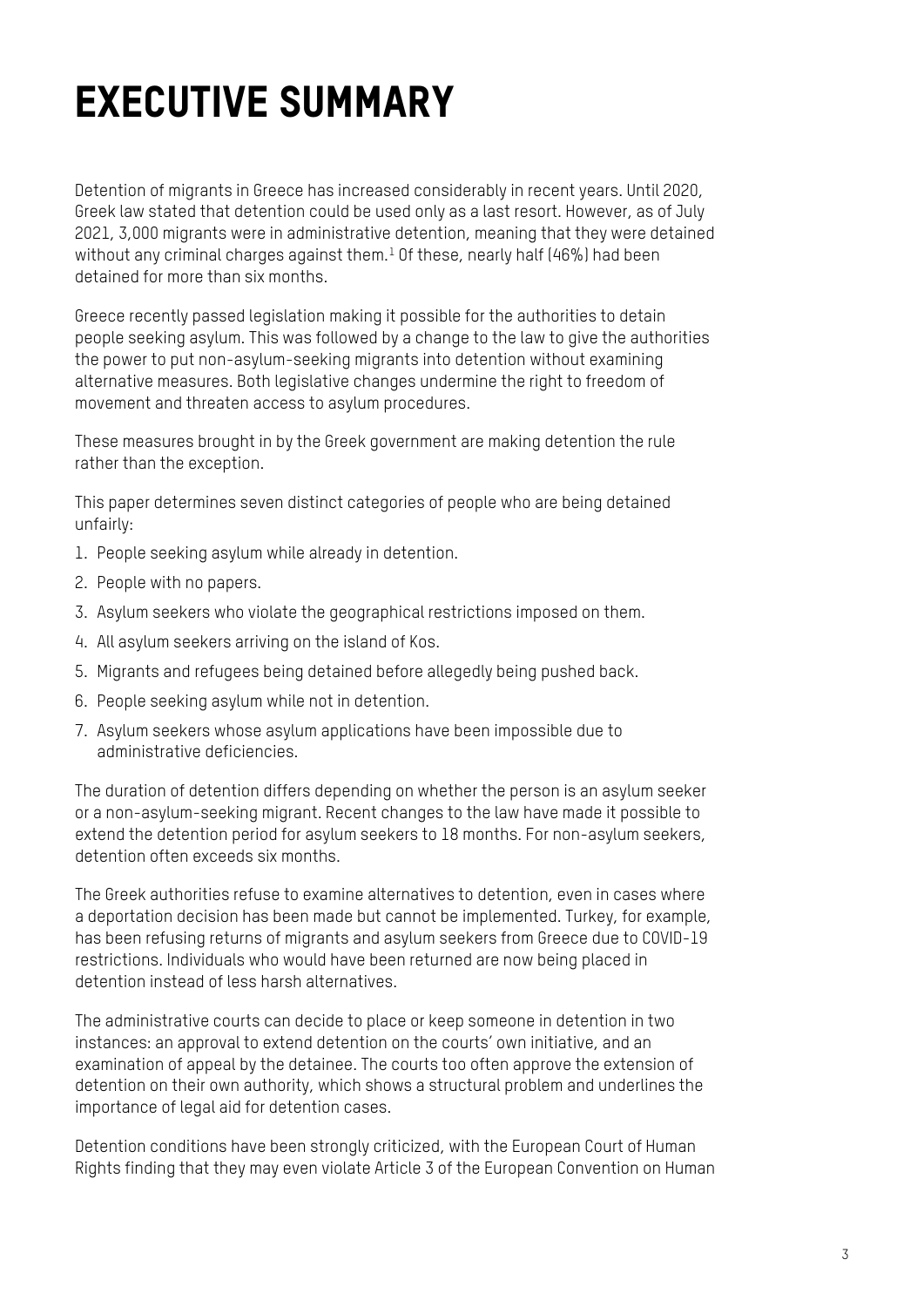# EXECUTIVE SUMMARY

Detention of migrants in Greece has increased considerably in recent years. Until 2020, Greek law stated that detention could be used only as a last resort. However, as of July 2021, 3,000 migrants were in administrative detention, meaning that they were detained without any criminal charges against them.[1] Of these, nearly half (46%) had been detained for more than six months.

Greece recently passed legislation making it possible for the authorities to detain people seeking asylum. This was followed by a change to the law to give the authorities the power to put non-asylum-seeking migrants into detention without examining alternative measures. Both legislative changes undermine the right to freedom of movement and threaten access to asylum procedures.

These measures brought in by the Greek government are making detention the rule rather than the exception.

This paper determines seven distinct categories of people who are being detained unfairly:

1. People seeking asylum while already in detention.
2. People with no papers.
3. Asylum seekers who violate the geographical restrictions imposed on them.
4. All asylum seekers arriving on the island of Kos.
5. Migrants and refugees being detained before allegedly being pushed back.
6. People seeking asylum while not in detention.
7. Asylum seekers whose asylum applications have been impossible due to administrative deficiencies.

The duration of detention differs depending on whether the person is an asylum seeker or a non-asylum-seeking migrant. Recent changes to the law have made it possible to extend the detention period for asylum seekers to 18 months. For non-asylum seekers, detention often exceeds six months.

The Greek authorities refuse to examine alternatives to detention, even in cases where a deportation decision has been made but cannot be implemented. Turkey, for example, has been refusing returns of migrants and asylum seekers from Greece due to COVID-19 restrictions. Individuals who would have been returned are now being placed in detention instead of less harsh alternatives.

The administrative courts can decide to place or keep someone in detention in two instances: an approval to extend detention on the courts' own initiative, and an examination of appeal by the detainee. The courts too often approve the extension of detention on their own authority, which shows a structural problem and underlines the importance of legal aid for detention cases.

Detention conditions have been strongly criticized, with the European Court of Human Rights finding that they may even violate Article 3 of the European Convention on Human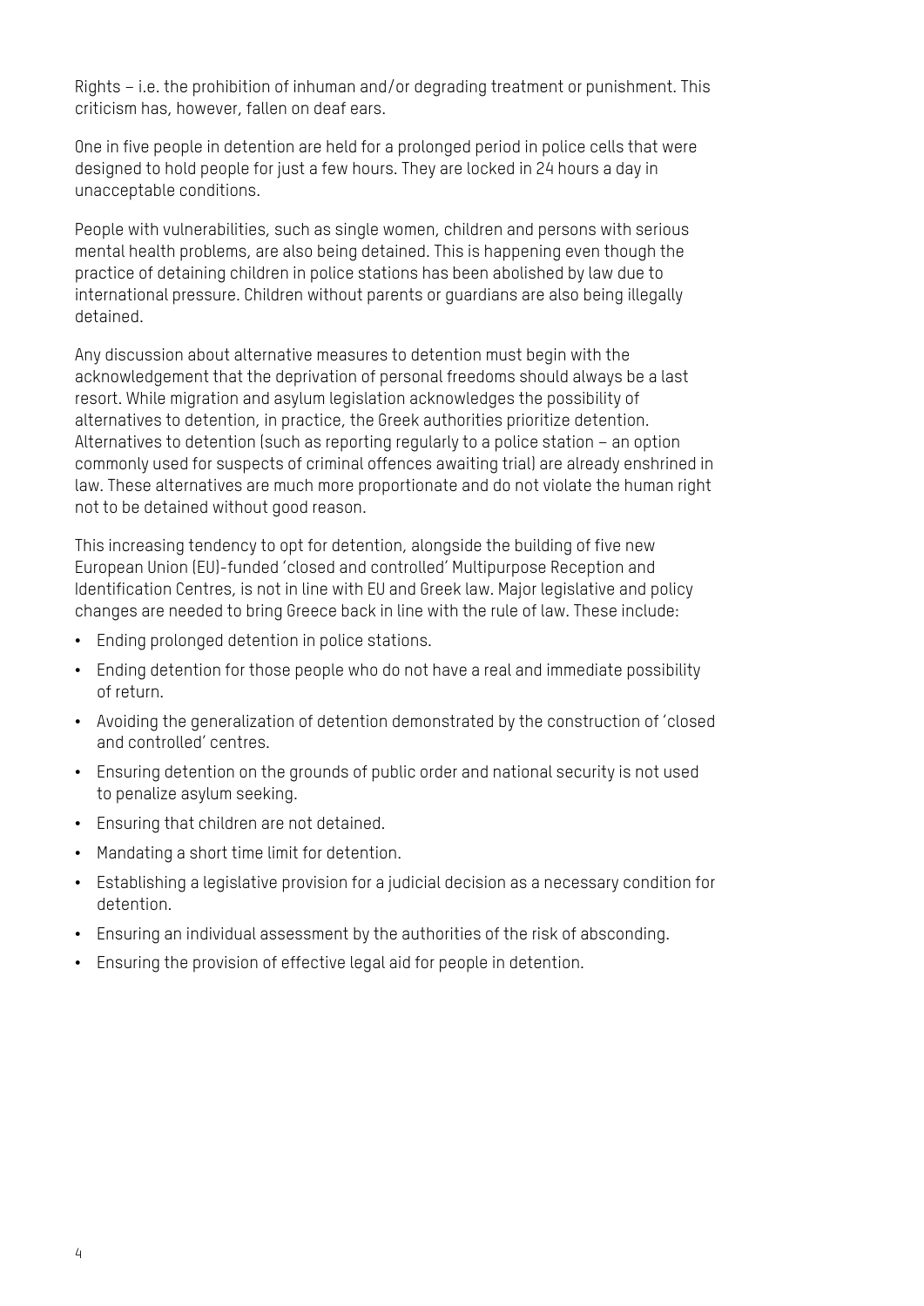Rights – i.e. the prohibition of inhuman and/or degrading treatment or punishment. This criticism has, however, fallen on deaf ears.

One in five people in detention are held for a prolonged period in police cells that were designed to hold people for just a few hours. They are locked in 24 hours a day in unacceptable conditions.

People with vulnerabilities, such as single women, children and persons with serious mental health problems, are also being detained. This is happening even though the practice of detaining children in police stations has been abolished by law due to international pressure. Children without parents or guardians are also being illegally detained.

Any discussion about alternative measures to detention must begin with the acknowledgement that the deprivation of personal freedoms should always be a last resort. While migration and asylum legislation acknowledges the possibility of alternatives to detention, in practice, the Greek authorities prioritize detention. Alternatives to detention (such as reporting regularly to a police station – an option commonly used for suspects of criminal offences awaiting trial) are already enshrined in law. These alternatives are much more proportionate and do not violate the human right not to be detained without good reason.

This increasing tendency to opt for detention, alongside the building of five new European Union (EU)-funded 'closed and controlled' Multipurpose Reception and Identification Centres, is not in line with EU and Greek law. Major legislative and policy changes are needed to bring Greece back in line with the rule of law. These include:

- Ending prolonged detention in police stations.
- Ending detention for those people who do not have a real and immediate possibility of return.
- Avoiding the generalization of detention demonstrated by the construction of 'closed and controlled' centres.
- Ensuring detention on the grounds of public order and national security is not used to penalize asylum seeking.
- Ensuring that children are not detained.
- Mandating a short time limit for detention.
- Establishing a legislative provision for a judicial decision as a necessary condition for detention.
- Ensuring an individual assessment by the authorities of the risk of absconding.
- Ensuring the provision of effective legal aid for people in detention.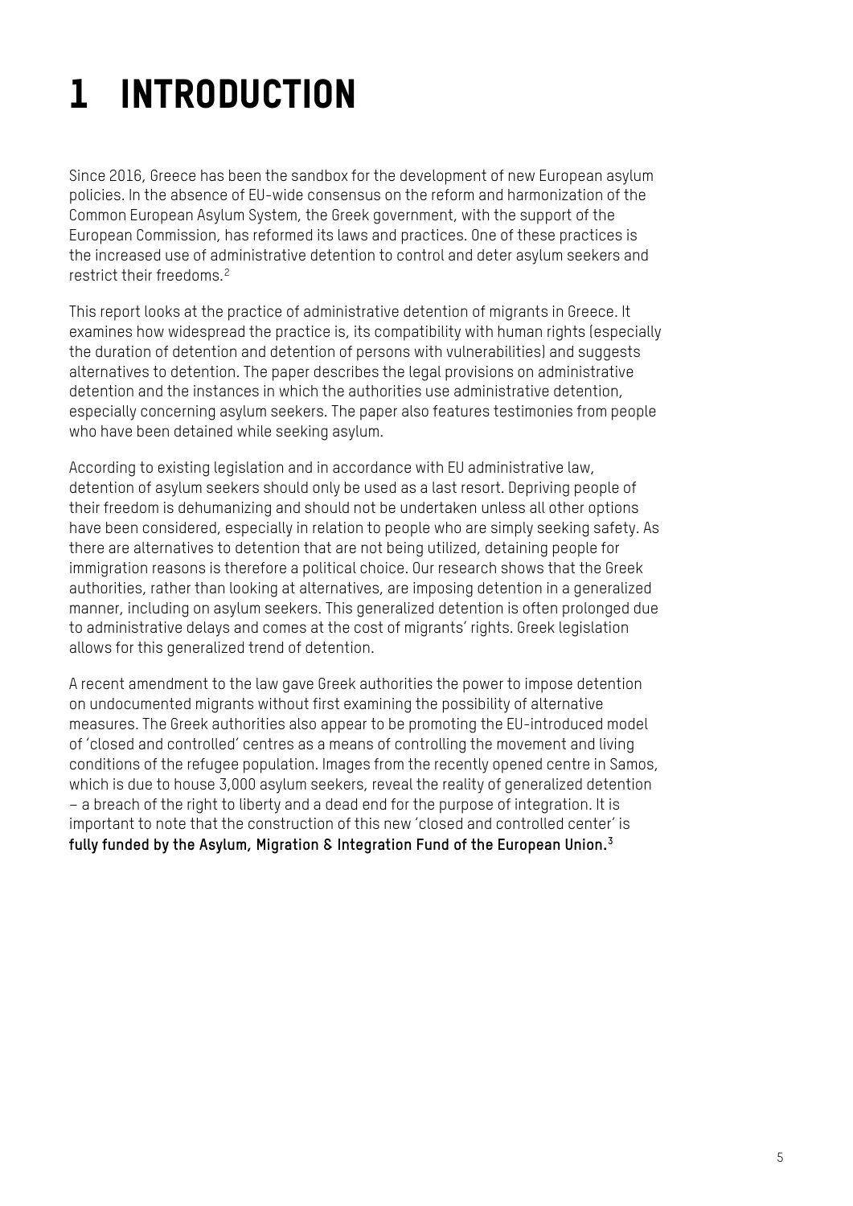# 1 INTRODUCTION

Since 2016, Greece has been the sandbox for the development of new European asylum policies. In the absence of EU-wide consensus on the reform and harmonization of the Common European Asylum System, the Greek government, with the support of the European Commission, has reformed its laws and practices. One of these practices is the increased use of administrative detention to control and deter asylum seekers and restrict their freedoms.[2]

This report looks at the practice of administrative detention of migrants in Greece. It examines how widespread the practice is, its compatibility with human rights (especially the duration of detention and detention of persons with vulnerabilities) and suggests alternatives to detention. The paper describes the legal provisions on administrative detention and the instances in which the authorities use administrative detention, especially concerning asylum seekers. The paper also features testimonies from people who have been detained while seeking asylum.

According to existing legislation and in accordance with EU administrative law, detention of asylum seekers should only be used as a last resort. Depriving people of their freedom is dehumanizing and should not be undertaken unless all other options have been considered, especially in relation to people who are simply seeking safety. As there are alternatives to detention that are not being utilized, detaining people for immigration reasons is therefore a political choice. Our research shows that the Greek authorities, rather than looking at alternatives, are imposing detention in a generalized manner, including on asylum seekers. This generalized detention is often prolonged due to administrative delays and comes at the cost of migrants' rights. Greek legislation allows for this generalized trend of detention.

A recent amendment to the law gave Greek authorities the power to impose detention on undocumented migrants without first examining the possibility of alternative measures. The Greek authorities also appear to be promoting the EU-introduced model of 'closed and controlled' centres as a means of controlling the movement and living conditions of the refugee population. Images from the recently opened centre in Samos, which is due to house 3,000 asylum seekers, reveal the reality of generalized detention – a breach of the right to liberty and a dead end for the purpose of integration. It is important to note that the construction of this new 'closed and controlled center' is **fully funded by the Asylum, Migration & Integration Fund of the European Union.**[3]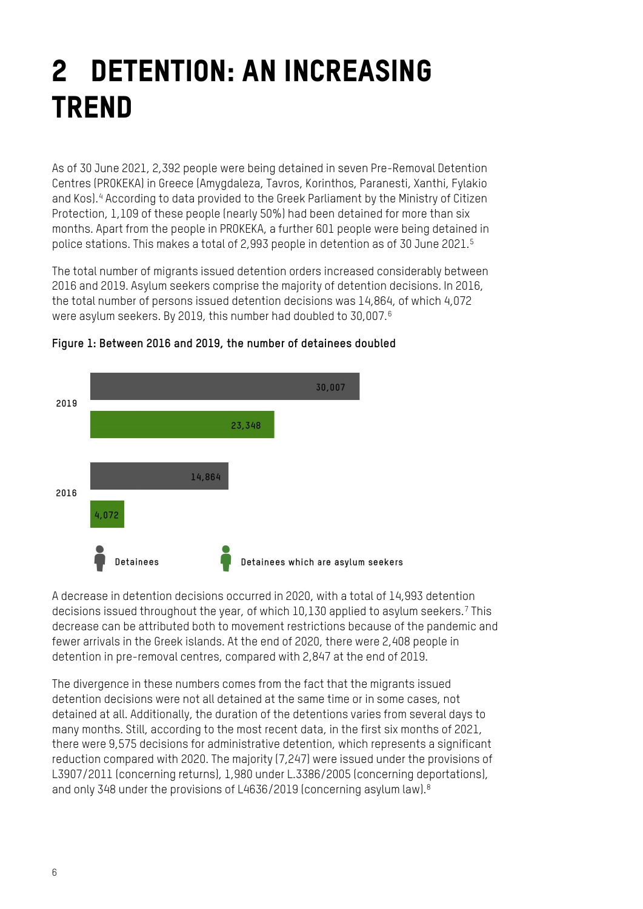# 2 DETENTION: AN INCREASING TREND

As of 30 June 2021, 2,392 people were being detained in seven Pre-Removal Detention Centres (PROKEKA) in Greece (Amygdaleza, Tavros, Korinthos, Paranesti, Xanthi, Fylakio and Kos).[4] According to data provided to the Greek Parliament by the Ministry of Citizen Protection, 1,109 of these people (nearly 50%) had been detained for more than six months. Apart from the people in PROKEKA, a further 601 people were being detained in police stations. This makes a total of 2,993 people in detention as of 30 June 2021.[5]

The total number of migrants issued detention orders increased considerably between 2016 and 2019. Asylum seekers comprise the majority of detention decisions. In 2016, the total number of persons issued detention decisions was 14,864, of which 4,072 were asylum seekers. By 2019, this number had doubled to 30,007.[6]

**Figure 1: Between 2016 and 2019, the number of detainees doubled**

| Year | Detainees | Detainees which are asylum seekers |
|---|---|---|
| 2019 | 30,007 | 23,348 |
| 2016 | 14,864 | 4,072 |

A decrease in detention decisions occurred in 2020, with a total of 14,993 detention decisions issued throughout the year, of which 10,130 applied to asylum seekers.[7] This decrease can be attributed both to movement restrictions because of the pandemic and fewer arrivals in the Greek islands. At the end of 2020, there were 2,408 people in detention in pre-removal centres, compared with 2,847 at the end of 2019.

The divergence in these numbers comes from the fact that the migrants issued detention decisions were not all detained at the same time or in some cases, not detained at all. Additionally, the duration of the detentions varies from several days to many months. Still, according to the most recent data, in the first six months of 2021, there were 9,575 decisions for administrative detention, which represents a significant reduction compared with 2020. The majority (7,247) were issued under the provisions of L3907/2011 (concerning returns), 1,980 under L.3386/2005 (concerning deportations), and only 348 under the provisions of L4636/2019 (concerning asylum law).[8]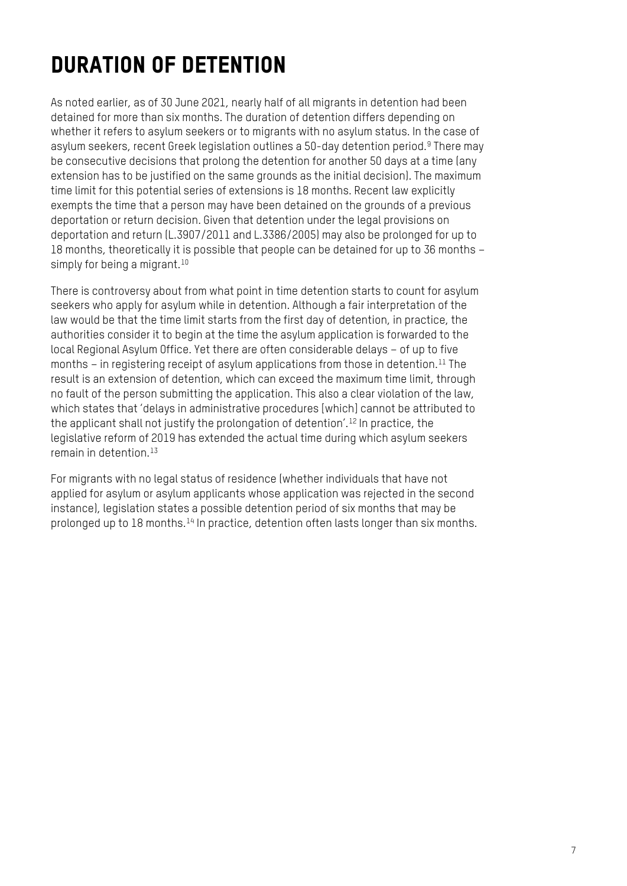# DURATION OF DETENTION

As noted earlier, as of 30 June 2021, nearly half of all migrants in detention had been detained for more than six months. The duration of detention differs depending on whether it refers to asylum seekers or to migrants with no asylum status. In the case of asylum seekers, recent Greek legislation outlines a 50-day detention period.[9] There may be consecutive decisions that prolong the detention for another 50 days at a time (any extension has to be justified on the same grounds as the initial decision). The maximum time limit for this potential series of extensions is 18 months. Recent law explicitly exempts the time that a person may have been detained on the grounds of a previous deportation or return decision. Given that detention under the legal provisions on deportation and return (L.3907/2011 and L.3386/2005) may also be prolonged for up to 18 months, theoretically it is possible that people can be detained for up to 36 months – simply for being a migrant.[10]

There is controversy about from what point in time detention starts to count for asylum seekers who apply for asylum while in detention. Although a fair interpretation of the law would be that the time limit starts from the first day of detention, in practice, the authorities consider it to begin at the time the asylum application is forwarded to the local Regional Asylum Office. Yet there are often considerable delays – of up to five months – in registering receipt of asylum applications from those in detention.[11] The result is an extension of detention, which can exceed the maximum time limit, through no fault of the person submitting the application. This also a clear violation of the law, which states that 'delays in administrative procedures [which] cannot be attributed to the applicant shall not justify the prolongation of detention'.[12] In practice, the legislative reform of 2019 has extended the actual time during which asylum seekers remain in detention.[13]

For migrants with no legal status of residence (whether individuals that have not applied for asylum or asylum applicants whose application was rejected in the second instance), legislation states a possible detention period of six months that may be prolonged up to 18 months.[14] In practice, detention often lasts longer than six months.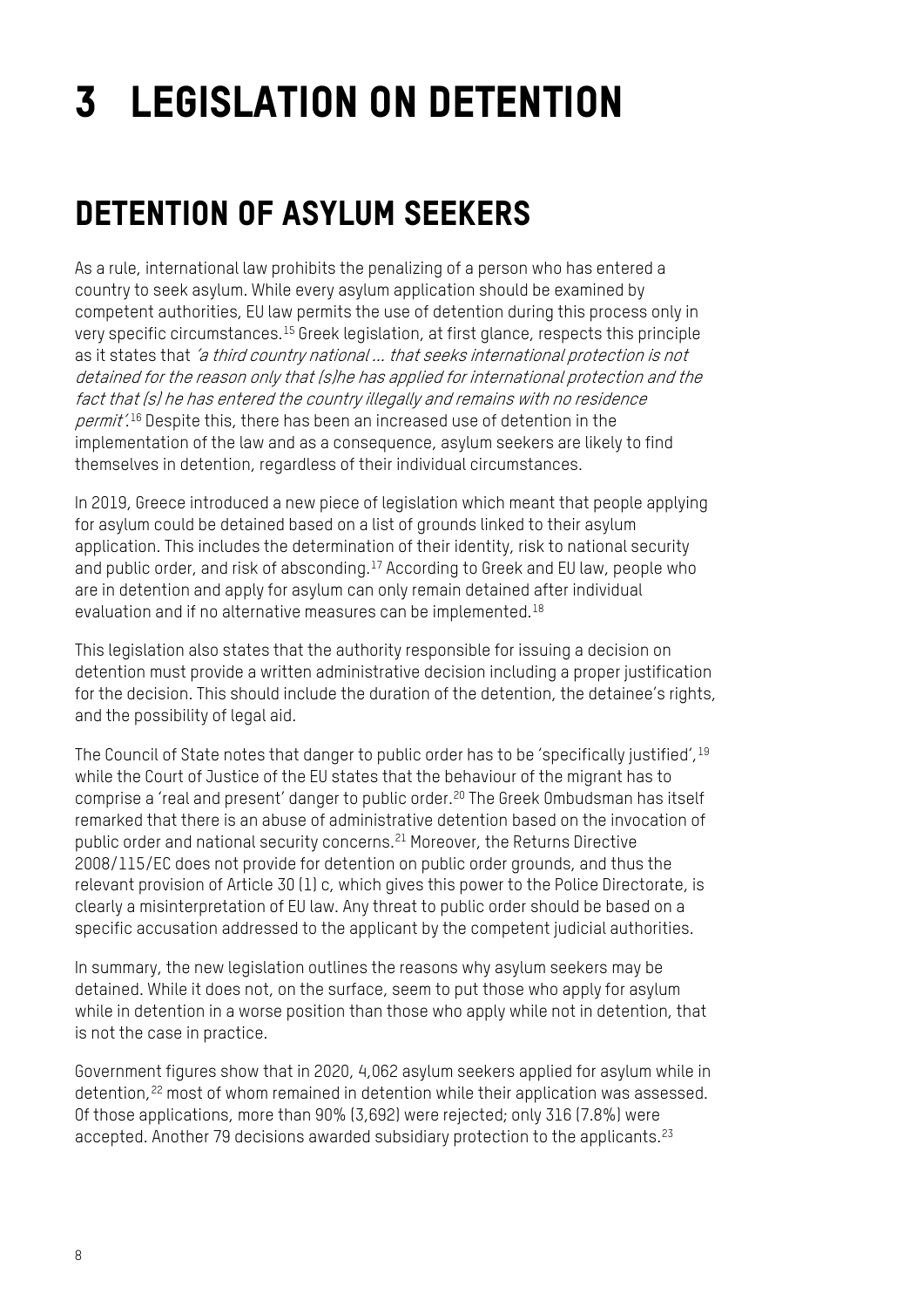# 3 LEGISLATION ON DETENTION

## DETENTION OF ASYLUM SEEKERS

As a rule, international law prohibits the penalizing of a person who has entered a country to seek asylum. While every asylum application should be examined by competent authorities, EU law permits the use of detention during this process only in very specific circumstances.[15] Greek legislation, at first glance, respects this principle as it states that *'a third country national ... that seeks international protection is not detained for the reason only that (s)he has applied for international protection and the fact that (s) he has entered the country illegally and remains with no residence permit'*.[16] Despite this, there has been an increased use of detention in the implementation of the law and as a consequence, asylum seekers are likely to find themselves in detention, regardless of their individual circumstances.

In 2019, Greece introduced a new piece of legislation which meant that people applying for asylum could be detained based on a list of grounds linked to their asylum application. This includes the determination of their identity, risk to national security and public order, and risk of absconding.[17] According to Greek and EU law, people who are in detention and apply for asylum can only remain detained after individual evaluation and if no alternative measures can be implemented.[18]

This legislation also states that the authority responsible for issuing a decision on detention must provide a written administrative decision including a proper justification for the decision. This should include the duration of the detention, the detainee's rights, and the possibility of legal aid.

The Council of State notes that danger to public order has to be 'specifically justified',[19] while the Court of Justice of the EU states that the behaviour of the migrant has to comprise a 'real and present' danger to public order.[20] The Greek Ombudsman has itself remarked that there is an abuse of administrative detention based on the invocation of public order and national security concerns.[21] Moreover, the Returns Directive 2008/115/EC does not provide for detention on public order grounds, and thus the relevant provision of Article 30 (1) c, which gives this power to the Police Directorate, is clearly a misinterpretation of EU law. Any threat to public order should be based on a specific accusation addressed to the applicant by the competent judicial authorities.

In summary, the new legislation outlines the reasons why asylum seekers may be detained. While it does not, on the surface, seem to put those who apply for asylum while in detention in a worse position than those who apply while not in detention, that is not the case in practice.

Government figures show that in 2020, 4,062 asylum seekers applied for asylum while in detention,[22] most of whom remained in detention while their application was assessed. Of those applications, more than 90% (3,692) were rejected; only 316 (7.8%) were accepted. Another 79 decisions awarded subsidiary protection to the applicants.[23]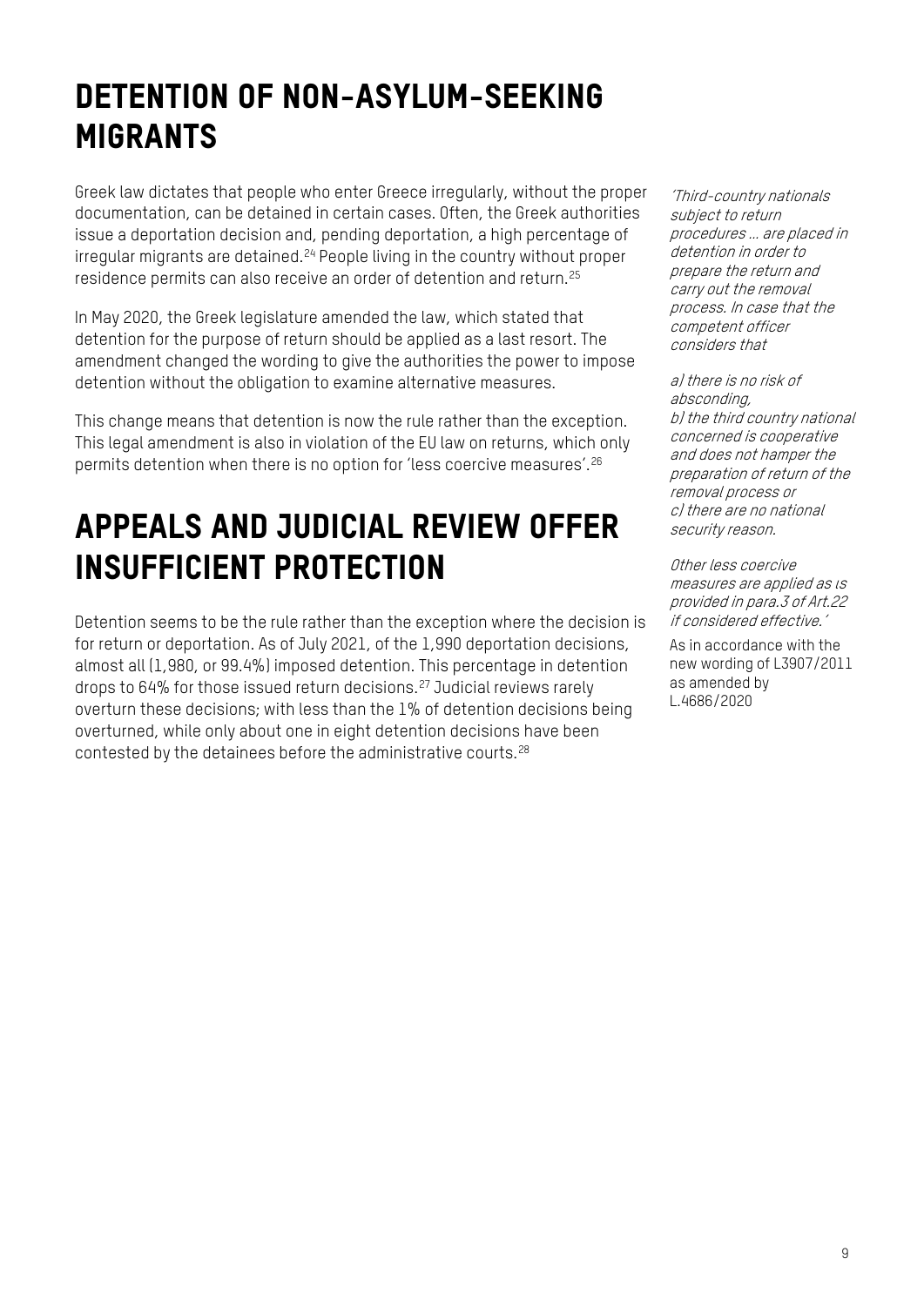## DETENTION OF NON-ASYLUM-SEEKING MIGRANTS

Greek law dictates that people who enter Greece irregularly, without the proper documentation, can be detained in certain cases. Often, the Greek authorities issue a deportation decision and, pending deportation, a high percentage of irregular migrants are detained.[24] People living in the country without proper residence permits can also receive an order of detention and return.[25]

In May 2020, the Greek legislature amended the law, which stated that detention for the purpose of return should be applied as a last resort. The amendment changed the wording to give the authorities the power to impose detention without the obligation to examine alternative measures.

This change means that detention is now the rule rather than the exception. This legal amendment is also in violation of the EU law on returns, which only permits detention when there is no option for 'less coercive measures'.[26]

*'Third-country nationals subject to return procedures … are placed in detention in order to prepare the return and carry out the removal process. In case that the competent officer considers that*

*a) there is no risk of absconding,*
*b) the third country national concerned is cooperative and does not hamper the preparation of return of the removal process or*
*c) there are no national security reason.*

*Other less coercive measures are applied as is provided in para.3 of Art.22 if considered effective.'*

As in accordance with the new wording of L3907/2011 as amended by L.4686/2020

## APPEALS AND JUDICIAL REVIEW OFFER INSUFFICIENT PROTECTION

Detention seems to be the rule rather than the exception where the decision is for return or deportation. As of July 2021, of the 1,990 deportation decisions, almost all (1,980, or 99.4%) imposed detention. This percentage in detention drops to 64% for those issued return decisions.[27] Judicial reviews rarely overturn these decisions; with less than the 1% of detention decisions being overturned, while only about one in eight detention decisions have been contested by the detainees before the administrative courts.[28]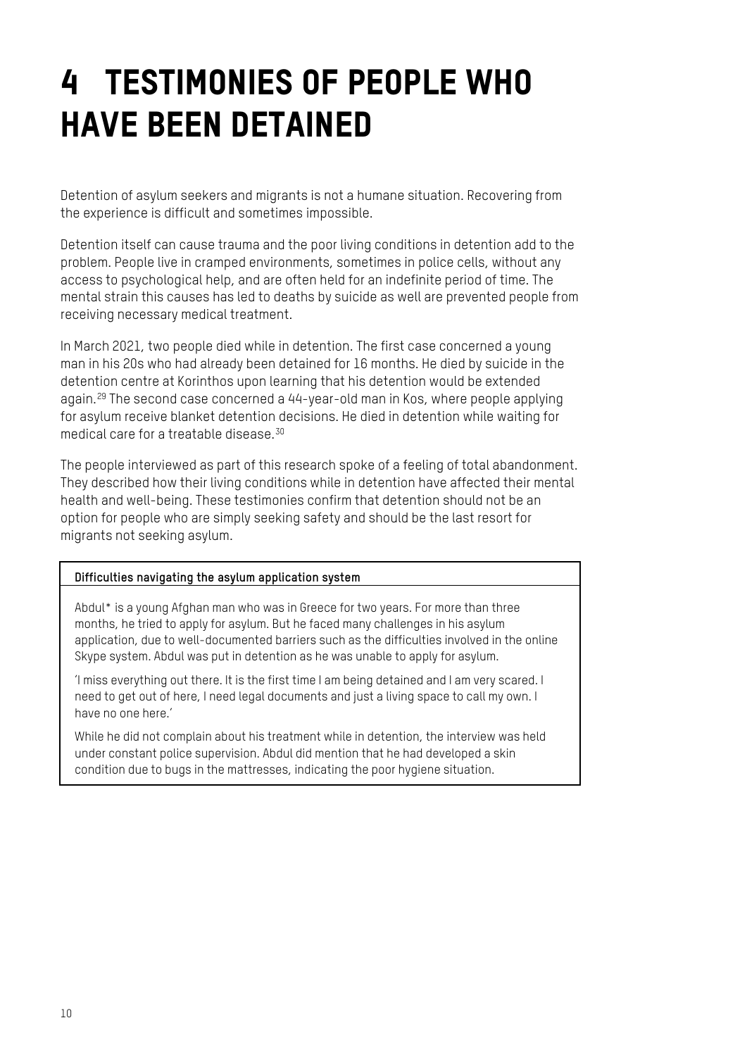# 4 TESTIMONIES OF PEOPLE WHO HAVE BEEN DETAINED

Detention of asylum seekers and migrants is not a humane situation. Recovering from the experience is difficult and sometimes impossible.

Detention itself can cause trauma and the poor living conditions in detention add to the problem. People live in cramped environments, sometimes in police cells, without any access to psychological help, and are often held for an indefinite period of time. The mental strain this causes has led to deaths by suicide as well are prevented people from receiving necessary medical treatment.

In March 2021, two people died while in detention. The first case concerned a young man in his 20s who had already been detained for 16 months. He died by suicide in the detention centre at Korinthos upon learning that his detention would be extended again.[29] The second case concerned a 44-year-old man in Kos, where people applying for asylum receive blanket detention decisions. He died in detention while waiting for medical care for a treatable disease.[30]

The people interviewed as part of this research spoke of a feeling of total abandonment. They described how their living conditions while in detention have affected their mental health and well-being. These testimonies confirm that detention should not be an option for people who are simply seeking safety and should be the last resort for migrants not seeking asylum.

**Difficulties navigating the asylum application system**

Abdul* is a young Afghan man who was in Greece for two years. For more than three months, he tried to apply for asylum. But he faced many challenges in his asylum application, due to well-documented barriers such as the difficulties involved in the online Skype system. Abdul was put in detention as he was unable to apply for asylum.

'I miss everything out there. It is the first time I am being detained and I am very scared. I need to get out of here, I need legal documents and just a living space to call my own. I have no one here.'

While he did not complain about his treatment while in detention, the interview was held under constant police supervision. Abdul did mention that he had developed a skin condition due to bugs in the mattresses, indicating the poor hygiene situation.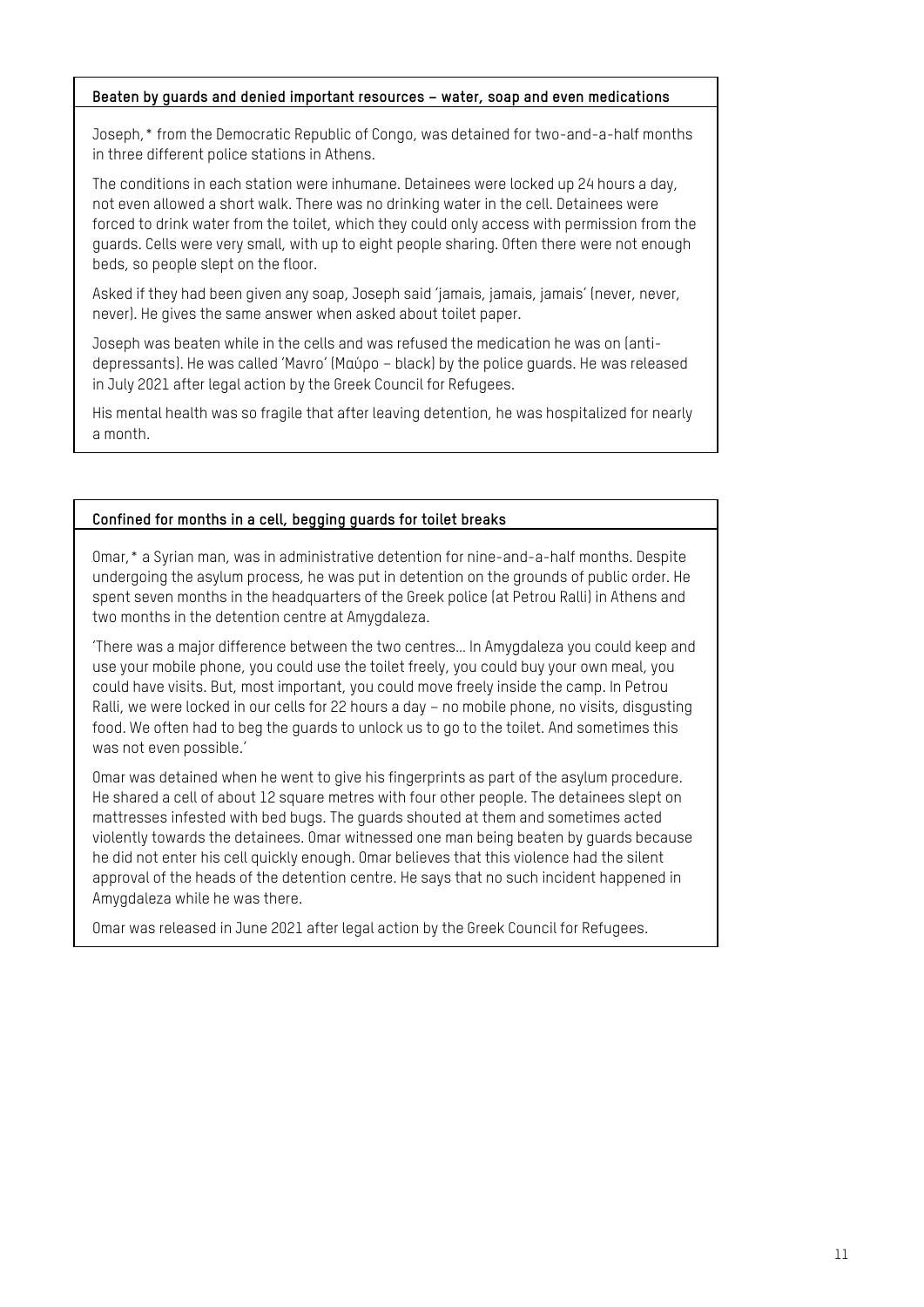**Beaten by guards and denied important resources – water, soap and even medications**

Joseph,* from the Democratic Republic of Congo, was detained for two-and-a-half months in three different police stations in Athens.

The conditions in each station were inhumane. Detainees were locked up 24 hours a day, not even allowed a short walk. There was no drinking water in the cell. Detainees were forced to drink water from the toilet, which they could only access with permission from the guards. Cells were very small, with up to eight people sharing. Often there were not enough beds, so people slept on the floor.

Asked if they had been given any soap, Joseph said 'jamais, jamais, jamais' (never, never, never). He gives the same answer when asked about toilet paper.

Joseph was beaten while in the cells and was refused the medication he was on (anti-depressants). He was called 'Mavro' (Μαύρο – black) by the police guards. He was released in July 2021 after legal action by the Greek Council for Refugees.

His mental health was so fragile that after leaving detention, he was hospitalized for nearly a month.

**Confined for months in a cell, begging guards for toilet breaks**

Omar,* a Syrian man, was in administrative detention for nine-and-a-half months. Despite undergoing the asylum process, he was put in detention on the grounds of public order. He spent seven months in the headquarters of the Greek police (at Petrou Ralli) in Athens and two months in the detention centre at Amygdaleza.

'There was a major difference between the two centres… In Amygdaleza you could keep and use your mobile phone, you could use the toilet freely, you could buy your own meal, you could have visits. But, most important, you could move freely inside the camp. In Petrou Ralli, we were locked in our cells for 22 hours a day – no mobile phone, no visits, disgusting food. We often had to beg the guards to unlock us to go to the toilet. And sometimes this was not even possible.'

Omar was detained when he went to give his fingerprints as part of the asylum procedure. He shared a cell of about 12 square metres with four other people. The detainees slept on mattresses infested with bed bugs. The guards shouted at them and sometimes acted violently towards the detainees. Omar witnessed one man being beaten by guards because he did not enter his cell quickly enough. Omar believes that this violence had the silent approval of the heads of the detention centre. He says that no such incident happened in Amygdaleza while he was there.

Omar was released in June 2021 after legal action by the Greek Council for Refugees.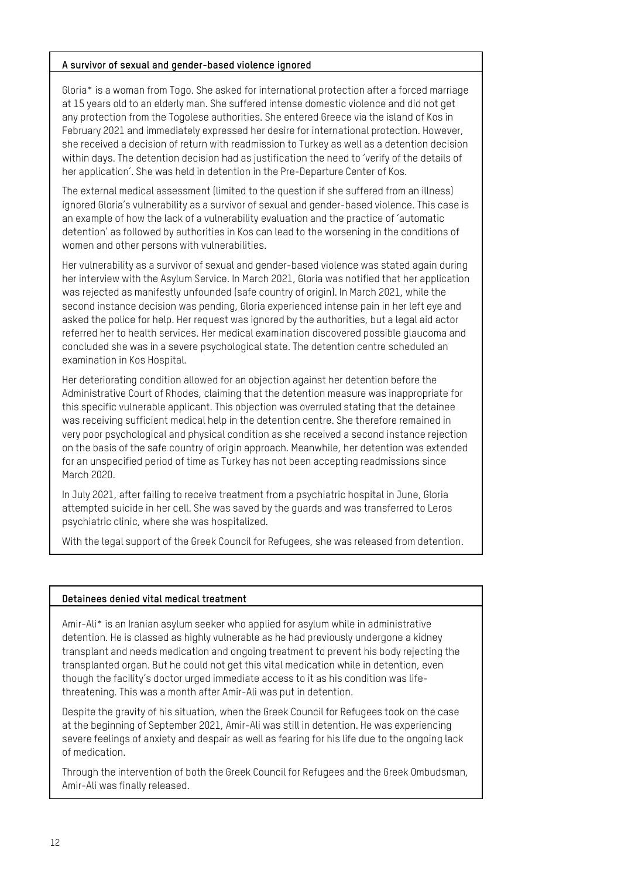### A survivor of sexual and gender-based violence ignored

Gloria* is a woman from Togo. She asked for international protection after a forced marriage at 15 years old to an elderly man. She suffered intense domestic violence and did not get any protection from the Togolese authorities. She entered Greece via the island of Kos in February 2021 and immediately expressed her desire for international protection. However, she received a decision of return with readmission to Turkey as well as a detention decision within days. The detention decision had as justification the need to 'verify of the details of her application'. She was held in detention in the Pre-Departure Center of Kos.

The external medical assessment (limited to the question if she suffered from an illness) ignored Gloria's vulnerability as a survivor of sexual and gender-based violence. This case is an example of how the lack of a vulnerability evaluation and the practice of 'automatic detention' as followed by authorities in Kos can lead to the worsening in the conditions of women and other persons with vulnerabilities.

Her vulnerability as a survivor of sexual and gender-based violence was stated again during her interview with the Asylum Service. In March 2021, Gloria was notified that her application was rejected as manifestly unfounded (safe country of origin). In March 2021, while the second instance decision was pending, Gloria experienced intense pain in her left eye and asked the police for help. Her request was ignored by the authorities, but a legal aid actor referred her to health services. Her medical examination discovered possible glaucoma and concluded she was in a severe psychological state. The detention centre scheduled an examination in Kos Hospital.

Her deteriorating condition allowed for an objection against her detention before the Administrative Court of Rhodes, claiming that the detention measure was inappropriate for this specific vulnerable applicant. This objection was overruled stating that the detainee was receiving sufficient medical help in the detention centre. She therefore remained in very poor psychological and physical condition as she received a second instance rejection on the basis of the safe country of origin approach. Meanwhile, her detention was extended for an unspecified period of time as Turkey has not been accepting readmissions since March 2020.

In July 2021, after failing to receive treatment from a psychiatric hospital in June, Gloria attempted suicide in her cell. She was saved by the guards and was transferred to Leros psychiatric clinic, where she was hospitalized.

With the legal support of the Greek Council for Refugees, she was released from detention.

### Detainees denied vital medical treatment

Amir-Ali* is an Iranian asylum seeker who applied for asylum while in administrative detention. He is classed as highly vulnerable as he had previously undergone a kidney transplant and needs medication and ongoing treatment to prevent his body rejecting the transplanted organ. But he could not get this vital medication while in detention, even though the facility's doctor urged immediate access to it as his condition was life-threatening. This was a month after Amir-Ali was put in detention.

Despite the gravity of his situation, when the Greek Council for Refugees took on the case at the beginning of September 2021, Amir-Ali was still in detention. He was experiencing severe feelings of anxiety and despair as well as fearing for his life due to the ongoing lack of medication.

Through the intervention of both the Greek Council for Refugees and the Greek Ombudsman, Amir-Ali was finally released.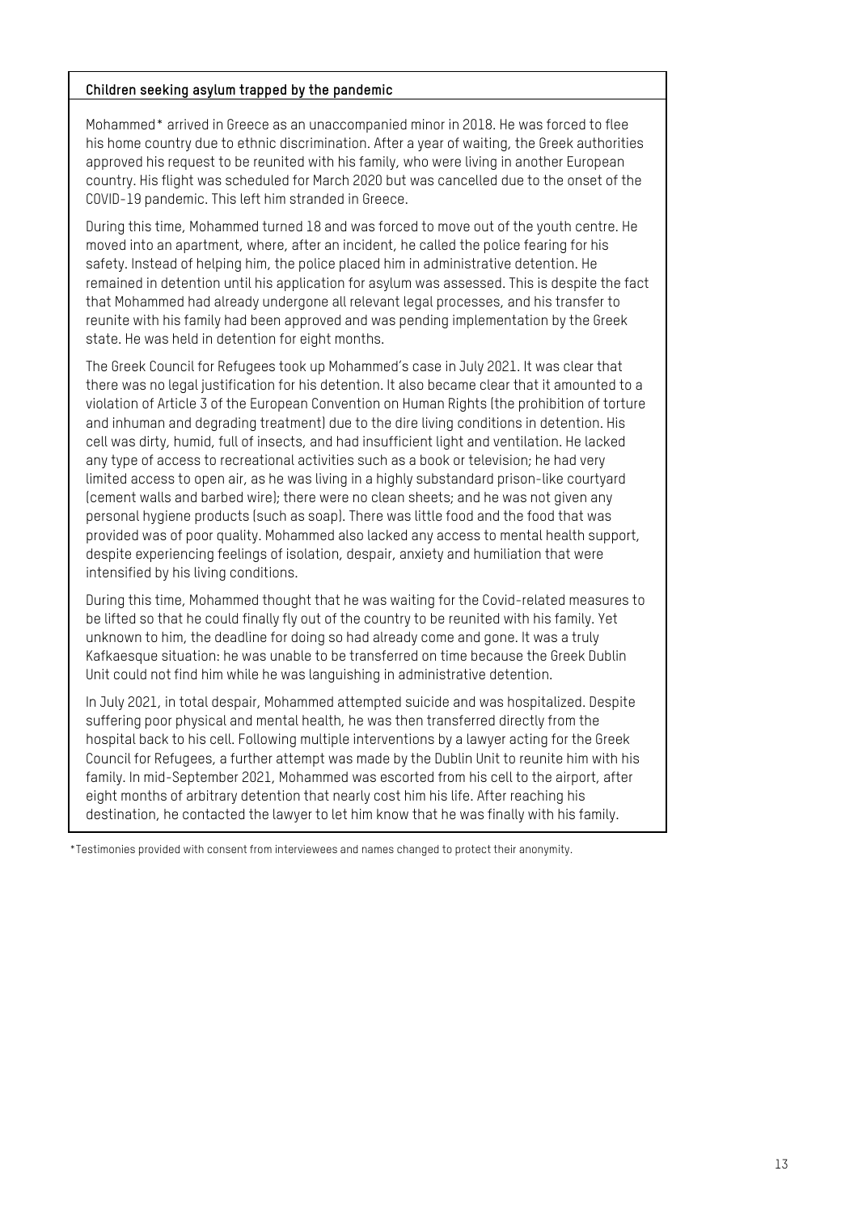**Children seeking asylum trapped by the pandemic**

Mohammed* arrived in Greece as an unaccompanied minor in 2018. He was forced to flee his home country due to ethnic discrimination. After a year of waiting, the Greek authorities approved his request to be reunited with his family, who were living in another European country. His flight was scheduled for March 2020 but was cancelled due to the onset of the COVID-19 pandemic. This left him stranded in Greece.

During this time, Mohammed turned 18 and was forced to move out of the youth centre. He moved into an apartment, where, after an incident, he called the police fearing for his safety. Instead of helping him, the police placed him in administrative detention. He remained in detention until his application for asylum was assessed. This is despite the fact that Mohammed had already undergone all relevant legal processes, and his transfer to reunite with his family had been approved and was pending implementation by the Greek state. He was held in detention for eight months.

The Greek Council for Refugees took up Mohammed's case in July 2021. It was clear that there was no legal justification for his detention. It also became clear that it amounted to a violation of Article 3 of the European Convention on Human Rights (the prohibition of torture and inhuman and degrading treatment) due to the dire living conditions in detention. His cell was dirty, humid, full of insects, and had insufficient light and ventilation. He lacked any type of access to recreational activities such as a book or television; he had very limited access to open air, as he was living in a highly substandard prison-like courtyard (cement walls and barbed wire); there were no clean sheets; and he was not given any personal hygiene products (such as soap). There was little food and the food that was provided was of poor quality. Mohammed also lacked any access to mental health support, despite experiencing feelings of isolation, despair, anxiety and humiliation that were intensified by his living conditions.

During this time, Mohammed thought that he was waiting for the Covid-related measures to be lifted so that he could finally fly out of the country to be reunited with his family. Yet unknown to him, the deadline for doing so had already come and gone. It was a truly Kafkaesque situation: he was unable to be transferred on time because the Greek Dublin Unit could not find him while he was languishing in administrative detention.

In July 2021, in total despair, Mohammed attempted suicide and was hospitalized. Despite suffering poor physical and mental health, he was then transferred directly from the hospital back to his cell. Following multiple interventions by a lawyer acting for the Greek Council for Refugees, a further attempt was made by the Dublin Unit to reunite him with his family. In mid-September 2021, Mohammed was escorted from his cell to the airport, after eight months of arbitrary detention that nearly cost him his life. After reaching his destination, he contacted the lawyer to let him know that he was finally with his family.

*Testimonies provided with consent from interviewees and names changed to protect their anonymity.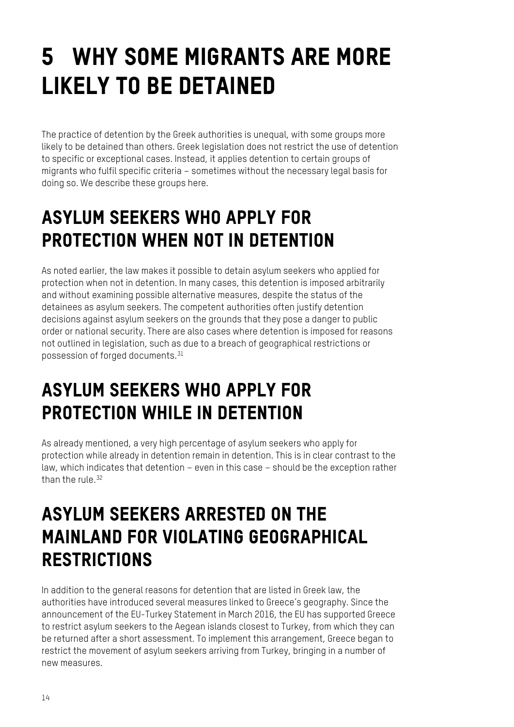# 5 WHY SOME MIGRANTS ARE MORE LIKELY TO BE DETAINED

The practice of detention by the Greek authorities is unequal, with some groups more likely to be detained than others. Greek legislation does not restrict the use of detention to specific or exceptional cases. Instead, it applies detention to certain groups of migrants who fulfil specific criteria – sometimes without the necessary legal basis for doing so. We describe these groups here.

## ASYLUM SEEKERS WHO APPLY FOR PROTECTION WHEN NOT IN DETENTION

As noted earlier, the law makes it possible to detain asylum seekers who applied for protection when not in detention. In many cases, this detention is imposed arbitrarily and without examining possible alternative measures, despite the status of the detainees as asylum seekers. The competent authorities often justify detention decisions against asylum seekers on the grounds that they pose a danger to public order or national security. There are also cases where detention is imposed for reasons not outlined in legislation, such as due to a breach of geographical restrictions or possession of forged documents.[31]

## ASYLUM SEEKERS WHO APPLY FOR PROTECTION WHILE IN DETENTION

As already mentioned, a very high percentage of asylum seekers who apply for protection while already in detention remain in detention. This is in clear contrast to the law, which indicates that detention – even in this case – should be the exception rather than the rule.[32]

## ASYLUM SEEKERS ARRESTED ON THE MAINLAND FOR VIOLATING GEOGRAPHICAL RESTRICTIONS

In addition to the general reasons for detention that are listed in Greek law, the authorities have introduced several measures linked to Greece's geography. Since the announcement of the EU-Turkey Statement in March 2016, the EU has supported Greece to restrict asylum seekers to the Aegean islands closest to Turkey, from which they can be returned after a short assessment. To implement this arrangement, Greece began to restrict the movement of asylum seekers arriving from Turkey, bringing in a number of new measures.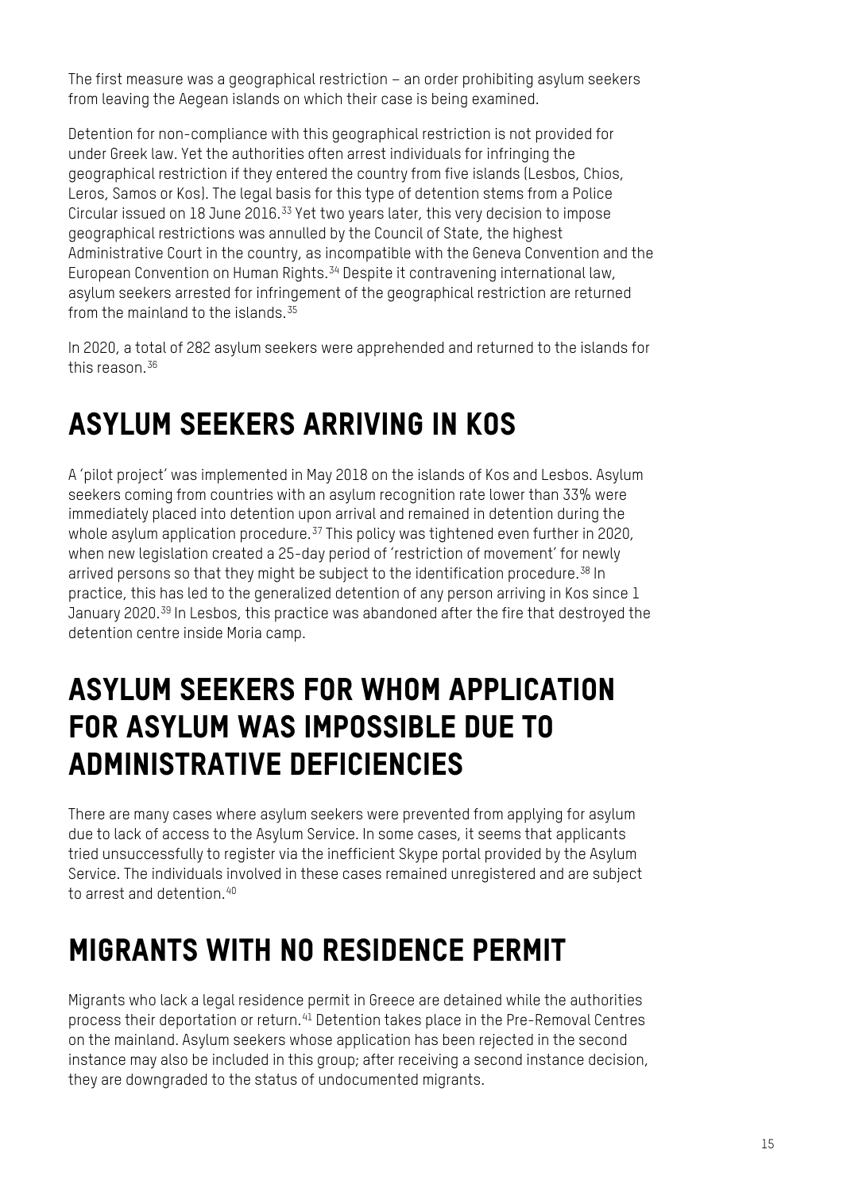The first measure was a geographical restriction – an order prohibiting asylum seekers from leaving the Aegean islands on which their case is being examined.

Detention for non-compliance with this geographical restriction is not provided for under Greek law. Yet the authorities often arrest individuals for infringing the geographical restriction if they entered the country from five islands (Lesbos, Chios, Leros, Samos or Kos). The legal basis for this type of detention stems from a Police Circular issued on 18 June 2016.[33] Yet two years later, this very decision to impose geographical restrictions was annulled by the Council of State, the highest Administrative Court in the country, as incompatible with the Geneva Convention and the European Convention on Human Rights.[34] Despite it contravening international law, asylum seekers arrested for infringement of the geographical restriction are returned from the mainland to the islands.[35]

In 2020, a total of 282 asylum seekers were apprehended and returned to the islands for this reason.[36]

## ASYLUM SEEKERS ARRIVING IN KOS

A 'pilot project' was implemented in May 2018 on the islands of Kos and Lesbos. Asylum seekers coming from countries with an asylum recognition rate lower than 33% were immediately placed into detention upon arrival and remained in detention during the whole asylum application procedure.[37] This policy was tightened even further in 2020, when new legislation created a 25-day period of 'restriction of movement' for newly arrived persons so that they might be subject to the identification procedure.[38] In practice, this has led to the generalized detention of any person arriving in Kos since 1 January 2020.[39] In Lesbos, this practice was abandoned after the fire that destroyed the detention centre inside Moria camp.

## ASYLUM SEEKERS FOR WHOM APPLICATION FOR ASYLUM WAS IMPOSSIBLE DUE TO ADMINISTRATIVE DEFICIENCIES

There are many cases where asylum seekers were prevented from applying for asylum due to lack of access to the Asylum Service. In some cases, it seems that applicants tried unsuccessfully to register via the inefficient Skype portal provided by the Asylum Service. The individuals involved in these cases remained unregistered and are subject to arrest and detention.[40]

## MIGRANTS WITH NO RESIDENCE PERMIT

Migrants who lack a legal residence permit in Greece are detained while the authorities process their deportation or return.[41] Detention takes place in the Pre-Removal Centres on the mainland. Asylum seekers whose application has been rejected in the second instance may also be included in this group; after receiving a second instance decision, they are downgraded to the status of undocumented migrants.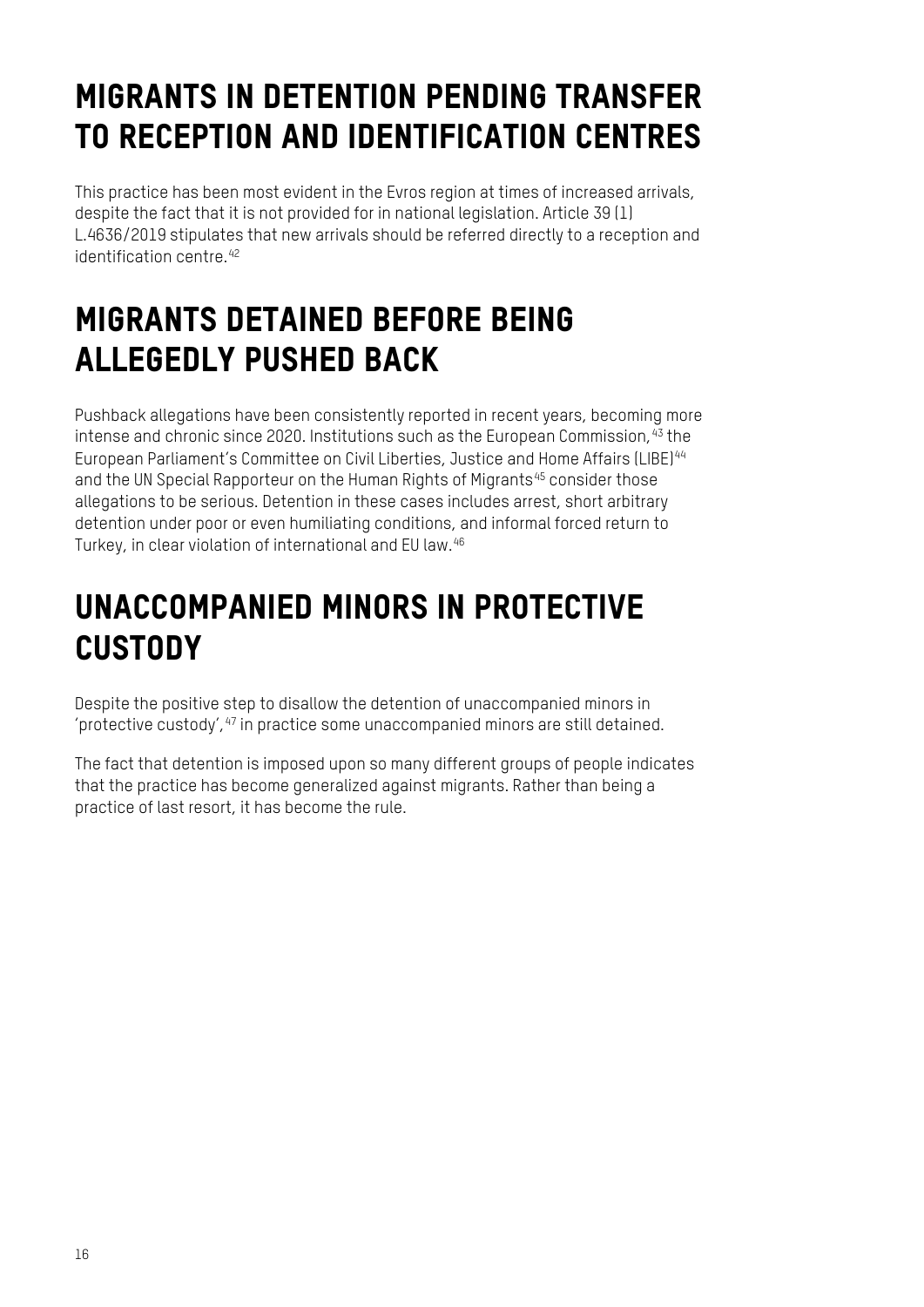## MIGRANTS IN DETENTION PENDING TRANSFER TO RECEPTION AND IDENTIFICATION CENTRES

This practice has been most evident in the Evros region at times of increased arrivals, despite the fact that it is not provided for in national legislation. Article 39 (1) L.4636/2019 stipulates that new arrivals should be referred directly to a reception and identification centre.[42]

## MIGRANTS DETAINED BEFORE BEING ALLEGEDLY PUSHED BACK

Pushback allegations have been consistently reported in recent years, becoming more intense and chronic since 2020. Institutions such as the European Commission,[43] the European Parliament's Committee on Civil Liberties, Justice and Home Affairs (LIBE)[44] and the UN Special Rapporteur on the Human Rights of Migrants[45] consider those allegations to be serious. Detention in these cases includes arrest, short arbitrary detention under poor or even humiliating conditions, and informal forced return to Turkey, in clear violation of international and EU law.[46]

## UNACCOMPANIED MINORS IN PROTECTIVE CUSTODY

Despite the positive step to disallow the detention of unaccompanied minors in 'protective custody',[47] in practice some unaccompanied minors are still detained.

The fact that detention is imposed upon so many different groups of people indicates that the practice has become generalized against migrants. Rather than being a practice of last resort, it has become the rule.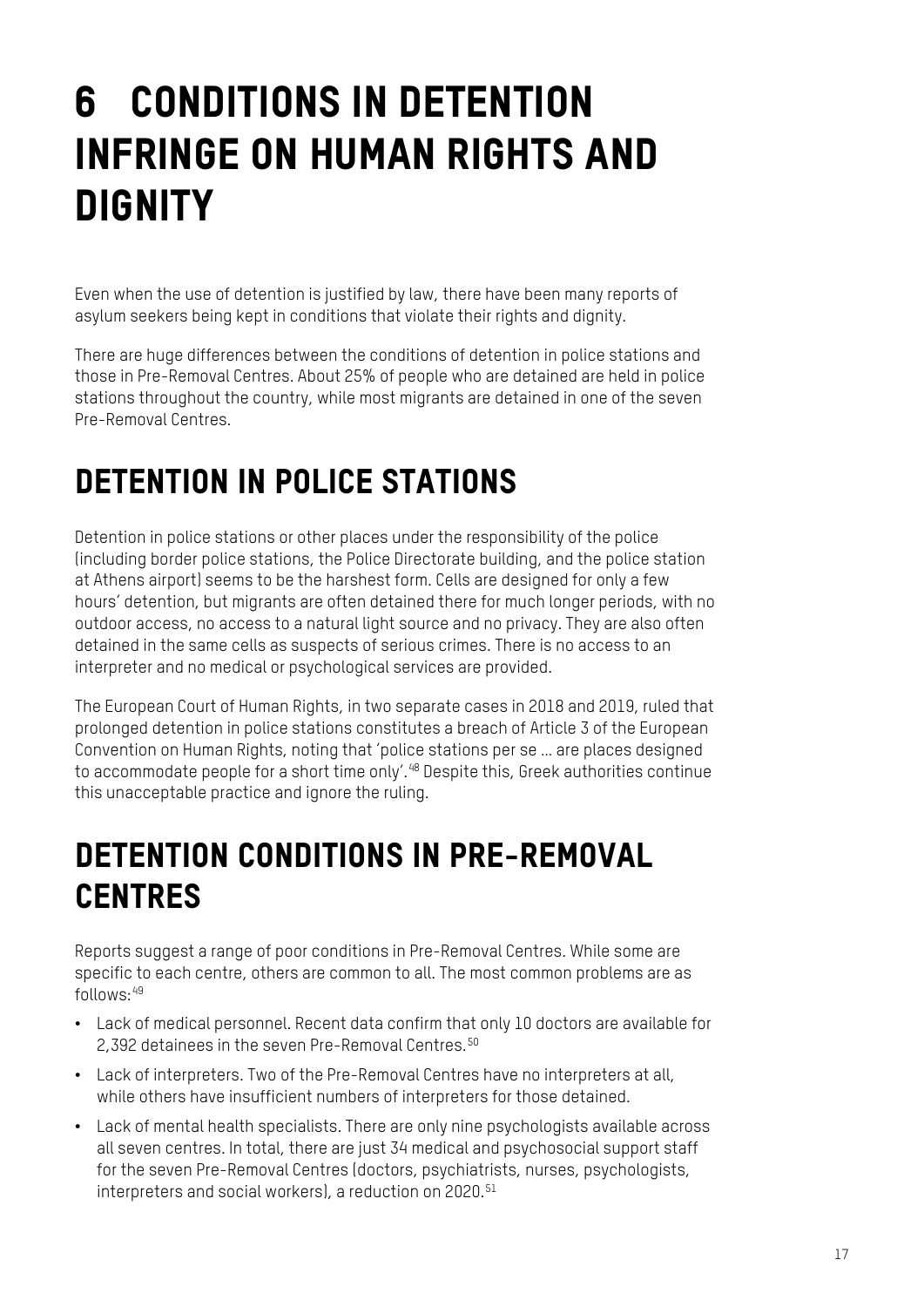# 6 CONDITIONS IN DETENTION INFRINGE ON HUMAN RIGHTS AND DIGNITY

Even when the use of detention is justified by law, there have been many reports of asylum seekers being kept in conditions that violate their rights and dignity.

There are huge differences between the conditions of detention in police stations and those in Pre-Removal Centres. About 25% of people who are detained are held in police stations throughout the country, while most migrants are detained in one of the seven Pre-Removal Centres.

## DETENTION IN POLICE STATIONS

Detention in police stations or other places under the responsibility of the police (including border police stations, the Police Directorate building, and the police station at Athens airport) seems to be the harshest form. Cells are designed for only a few hours' detention, but migrants are often detained there for much longer periods, with no outdoor access, no access to a natural light source and no privacy. They are also often detained in the same cells as suspects of serious crimes. There is no access to an interpreter and no medical or psychological services are provided.

The European Court of Human Rights, in two separate cases in 2018 and 2019, ruled that prolonged detention in police stations constitutes a breach of Article 3 of the European Convention on Human Rights, noting that 'police stations per se … are places designed to accommodate people for a short time only'.[48] Despite this, Greek authorities continue this unacceptable practice and ignore the ruling.

## DETENTION CONDITIONS IN PRE-REMOVAL CENTRES

Reports suggest a range of poor conditions in Pre-Removal Centres. While some are specific to each centre, others are common to all. The most common problems are as follows:[49]

- Lack of medical personnel. Recent data confirm that only 10 doctors are available for 2,392 detainees in the seven Pre-Removal Centres.[50]
- Lack of interpreters. Two of the Pre-Removal Centres have no interpreters at all, while others have insufficient numbers of interpreters for those detained.
- Lack of mental health specialists. There are only nine psychologists available across all seven centres. In total, there are just 34 medical and psychosocial support staff for the seven Pre-Removal Centres (doctors, psychiatrists, nurses, psychologists, interpreters and social workers), a reduction on 2020.[51]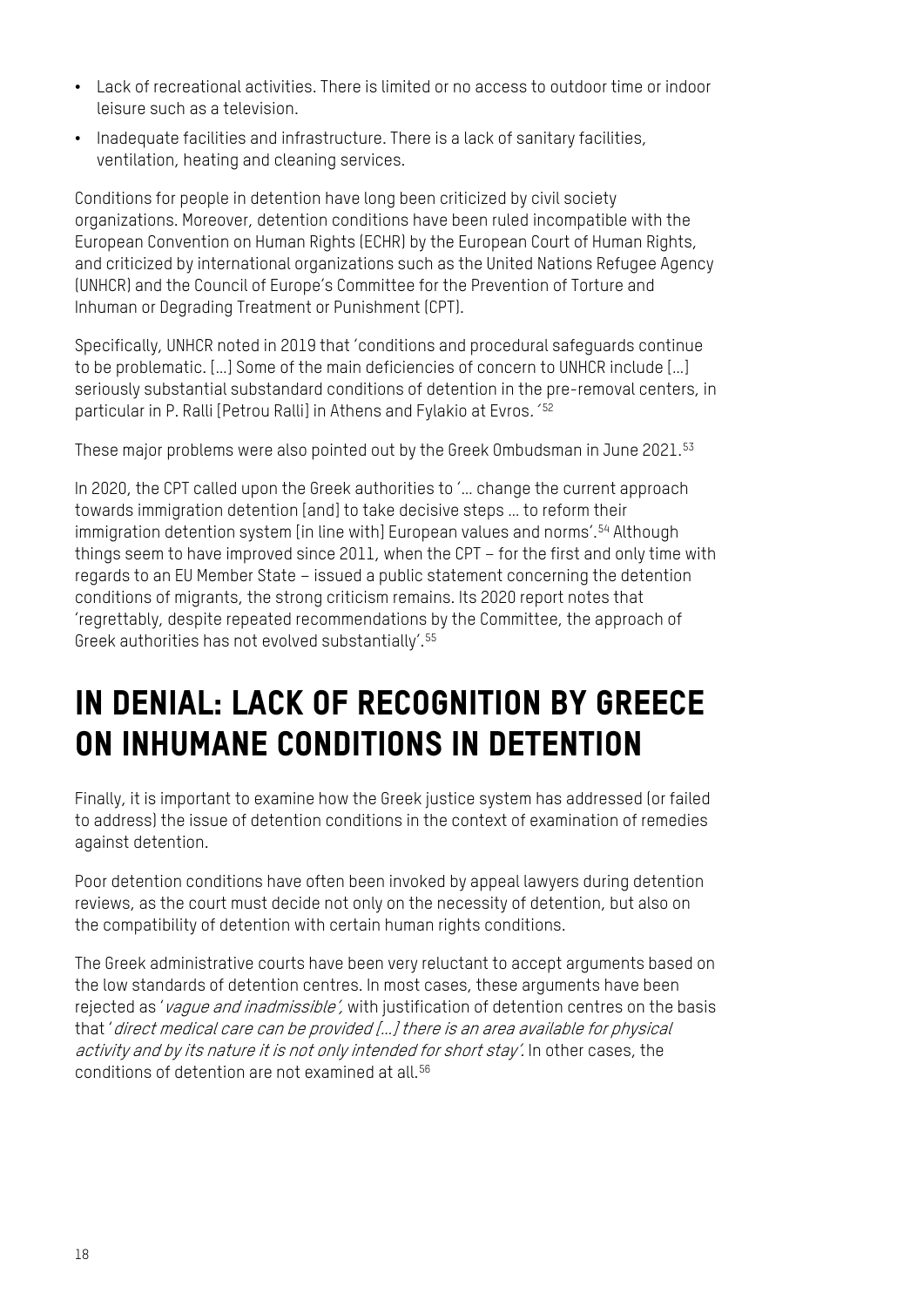- Lack of recreational activities. There is limited or no access to outdoor time or indoor leisure such as a television.
- Inadequate facilities and infrastructure. There is a lack of sanitary facilities, ventilation, heating and cleaning services.

Conditions for people in detention have long been criticized by civil society organizations. Moreover, detention conditions have been ruled incompatible with the European Convention on Human Rights (ECHR) by the European Court of Human Rights, and criticized by international organizations such as the United Nations Refugee Agency (UNHCR) and the Council of Europe's Committee for the Prevention of Torture and Inhuman or Degrading Treatment or Punishment (CPT).

Specifically, UNHCR noted in 2019 that 'conditions and procedural safeguards continue to be problematic. [...] Some of the main deficiencies of concern to UNHCR include [...] seriously substantial substandard conditions of detention in the pre-removal centers, in particular in P. Ralli [Petrou Ralli] in Athens and Fylakio at Evros.'[52]

These major problems were also pointed out by the Greek Ombudsman in June 2021.[53]

In 2020, the CPT called upon the Greek authorities to '... change the current approach towards immigration detention [and] to take decisive steps ... to reform their immigration detention system [in line with] European values and norms'.[54] Although things seem to have improved since 2011, when the CPT – for the first and only time with regards to an EU Member State – issued a public statement concerning the detention conditions of migrants, the strong criticism remains. Its 2020 report notes that 'regrettably, despite repeated recommendations by the Committee, the approach of Greek authorities has not evolved substantially'.[55]

# IN DENIAL: LACK OF RECOGNITION BY GREECE ON INHUMANE CONDITIONS IN DETENTION

Finally, it is important to examine how the Greek justice system has addressed (or failed to address) the issue of detention conditions in the context of examination of remedies against detention.

Poor detention conditions have often been invoked by appeal lawyers during detention reviews, as the court must decide not only on the necessity of detention, but also on the compatibility of detention with certain human rights conditions.

The Greek administrative courts have been very reluctant to accept arguments based on the low standards of detention centres. In most cases, these arguments have been rejected as '*vague and inadmissible*', with justification of detention centres on the basis that '*direct medical care can be provided [...] there is an area available for physical activity and by its nature it is not only intended for short stay*'. In other cases, the conditions of detention are not examined at all.[56]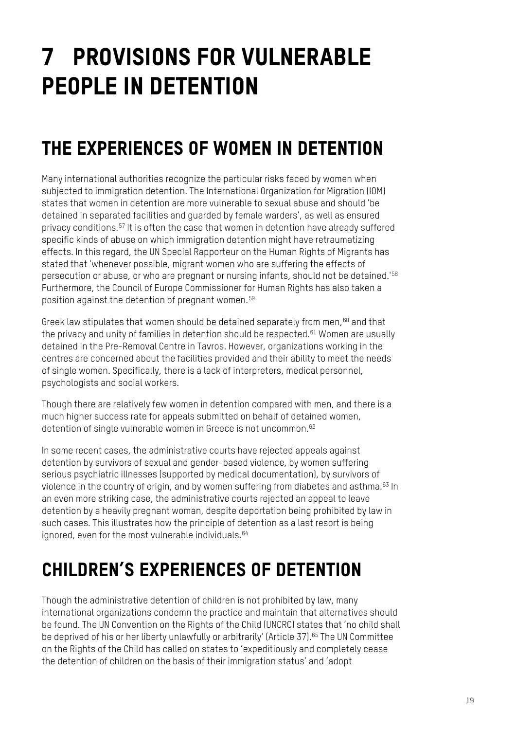# 7 PROVISIONS FOR VULNERABLE PEOPLE IN DETENTION

## THE EXPERIENCES OF WOMEN IN DETENTION

Many international authorities recognize the particular risks faced by women when subjected to immigration detention. The International Organization for Migration (IOM) states that women in detention are more vulnerable to sexual abuse and should 'be detained in separated facilities and guarded by female warders', as well as ensured privacy conditions.[57] It is often the case that women in detention have already suffered specific kinds of abuse on which immigration detention might have retraumatizing effects. In this regard, the UN Special Rapporteur on the Human Rights of Migrants has stated that 'whenever possible, migrant women who are suffering the effects of persecution or abuse, or who are pregnant or nursing infants, should not be detained.'[58] Furthermore, the Council of Europe Commissioner for Human Rights has also taken a position against the detention of pregnant women.[59]

Greek law stipulates that women should be detained separately from men,[60] and that the privacy and unity of families in detention should be respected.[61] Women are usually detained in the Pre-Removal Centre in Tavros. However, organizations working in the centres are concerned about the facilities provided and their ability to meet the needs of single women. Specifically, there is a lack of interpreters, medical personnel, psychologists and social workers.

Though there are relatively few women in detention compared with men, and there is a much higher success rate for appeals submitted on behalf of detained women, detention of single vulnerable women in Greece is not uncommon.[62]

In some recent cases, the administrative courts have rejected appeals against detention by survivors of sexual and gender-based violence, by women suffering serious psychiatric illnesses (supported by medical documentation), by survivors of violence in the country of origin, and by women suffering from diabetes and asthma.[63] In an even more striking case, the administrative courts rejected an appeal to leave detention by a heavily pregnant woman, despite deportation being prohibited by law in such cases. This illustrates how the principle of detention as a last resort is being ignored, even for the most vulnerable individuals.[64]

## CHILDREN'S EXPERIENCES OF DETENTION

Though the administrative detention of children is not prohibited by law, many international organizations condemn the practice and maintain that alternatives should be found. The UN Convention on the Rights of the Child (UNCRC) states that 'no child shall be deprived of his or her liberty unlawfully or arbitrarily' (Article 37).[65] The UN Committee on the Rights of the Child has called on states to 'expeditiously and completely cease the detention of children on the basis of their immigration status' and 'adopt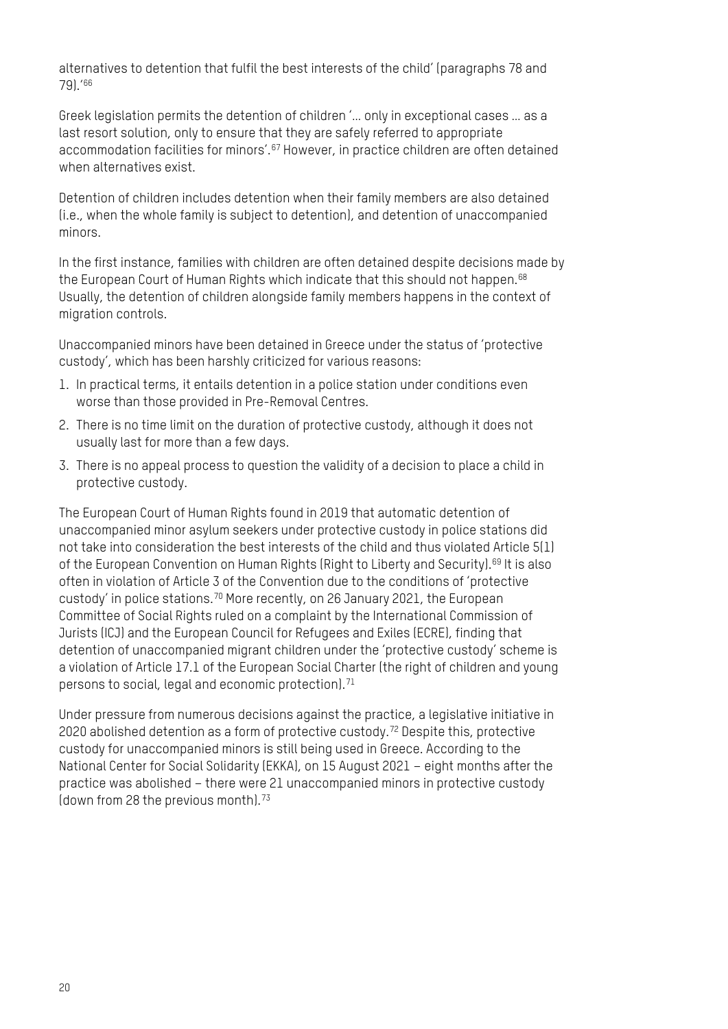alternatives to detention that fulfil the best interests of the child' (paragraphs 78 and 79).'[66]

Greek legislation permits the detention of children '... only in exceptional cases ... as a last resort solution, only to ensure that they are safely referred to appropriate accommodation facilities for minors'.[67] However, in practice children are often detained when alternatives exist.

Detention of children includes detention when their family members are also detained (i.e., when the whole family is subject to detention), and detention of unaccompanied minors.

In the first instance, families with children are often detained despite decisions made by the European Court of Human Rights which indicate that this should not happen.[68] Usually, the detention of children alongside family members happens in the context of migration controls.

Unaccompanied minors have been detained in Greece under the status of 'protective custody', which has been harshly criticized for various reasons:

1. In practical terms, it entails detention in a police station under conditions even worse than those provided in Pre-Removal Centres.
2. There is no time limit on the duration of protective custody, although it does not usually last for more than a few days.
3. There is no appeal process to question the validity of a decision to place a child in protective custody.

The European Court of Human Rights found in 2019 that automatic detention of unaccompanied minor asylum seekers under protective custody in police stations did not take into consideration the best interests of the child and thus violated Article 5(1) of the European Convention on Human Rights (Right to Liberty and Security).[69] It is also often in violation of Article 3 of the Convention due to the conditions of 'protective custody' in police stations.[70] More recently, on 26 January 2021, the European Committee of Social Rights ruled on a complaint by the International Commission of Jurists (ICJ) and the European Council for Refugees and Exiles (ECRE), finding that detention of unaccompanied migrant children under the 'protective custody' scheme is a violation of Article 17.1 of the European Social Charter (the right of children and young persons to social, legal and economic protection).[71]

Under pressure from numerous decisions against the practice, a legislative initiative in 2020 abolished detention as a form of protective custody.[72] Despite this, protective custody for unaccompanied minors is still being used in Greece. According to the National Center for Social Solidarity (EKKA), on 15 August 2021 – eight months after the practice was abolished – there were 21 unaccompanied minors in protective custody (down from 28 the previous month).[73]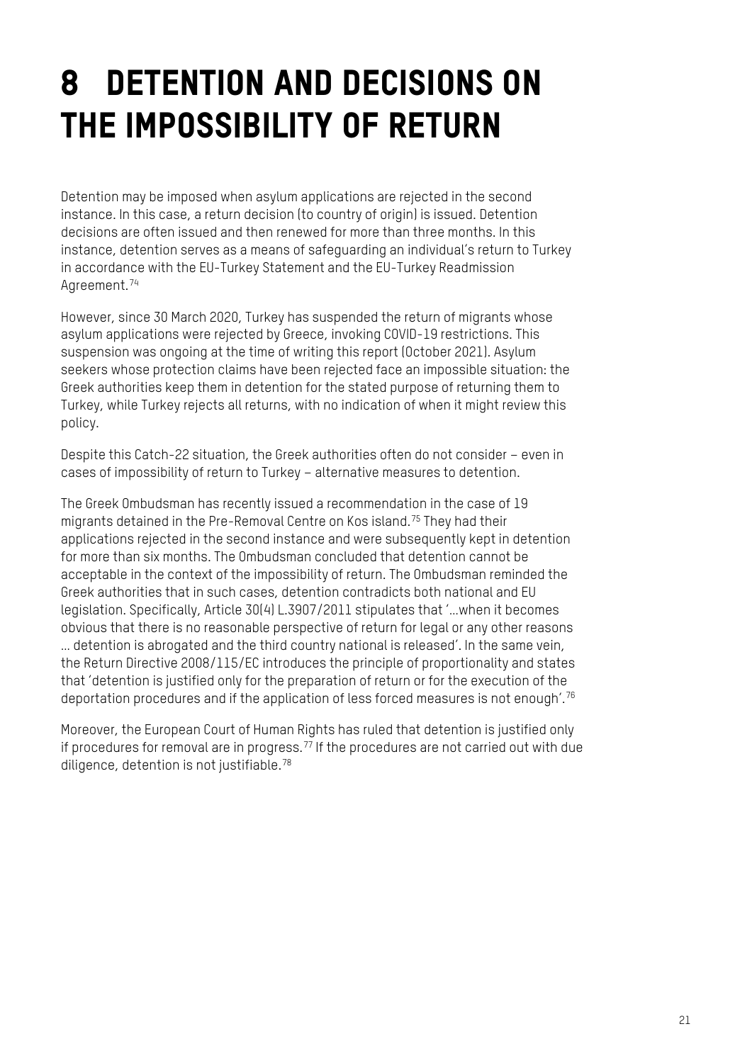# 8 DETENTION AND DECISIONS ON THE IMPOSSIBILITY OF RETURN

Detention may be imposed when asylum applications are rejected in the second instance. In this case, a return decision (to country of origin) is issued. Detention decisions are often issued and then renewed for more than three months. In this instance, detention serves as a means of safeguarding an individual's return to Turkey in accordance with the EU-Turkey Statement and the EU-Turkey Readmission Agreement.[74]

However, since 30 March 2020, Turkey has suspended the return of migrants whose asylum applications were rejected by Greece, invoking COVID-19 restrictions. This suspension was ongoing at the time of writing this report (October 2021). Asylum seekers whose protection claims have been rejected face an impossible situation: the Greek authorities keep them in detention for the stated purpose of returning them to Turkey, while Turkey rejects all returns, with no indication of when it might review this policy.

Despite this Catch-22 situation, the Greek authorities often do not consider – even in cases of impossibility of return to Turkey – alternative measures to detention.

The Greek Ombudsman has recently issued a recommendation in the case of 19 migrants detained in the Pre-Removal Centre on Kos island.[75] They had their applications rejected in the second instance and were subsequently kept in detention for more than six months. The Ombudsman concluded that detention cannot be acceptable in the context of the impossibility of return. The Ombudsman reminded the Greek authorities that in such cases, detention contradicts both national and EU legislation. Specifically, Article 30(4) L.3907/2011 stipulates that '…when it becomes obvious that there is no reasonable perspective of return for legal or any other reasons … detention is abrogated and the third country national is released'. In the same vein, the Return Directive 2008/115/EC introduces the principle of proportionality and states that 'detention is justified only for the preparation of return or for the execution of the deportation procedures and if the application of less forced measures is not enough'.[76]

Moreover, the European Court of Human Rights has ruled that detention is justified only if procedures for removal are in progress.[77] If the procedures are not carried out with due diligence, detention is not justifiable.[78]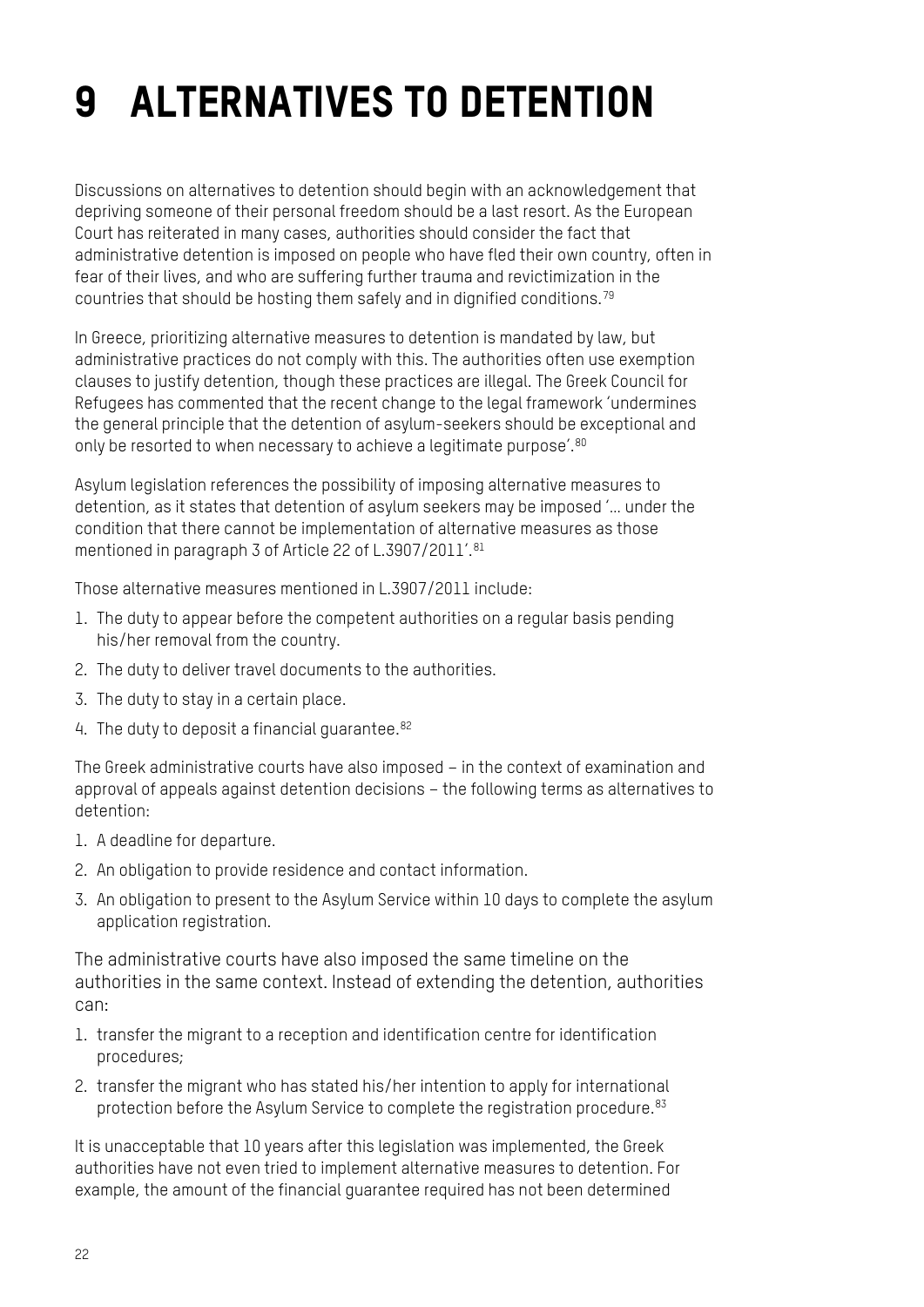# 9 ALTERNATIVES TO DETENTION

Discussions on alternatives to detention should begin with an acknowledgement that depriving someone of their personal freedom should be a last resort. As the European Court has reiterated in many cases, authorities should consider the fact that administrative detention is imposed on people who have fled their own country, often in fear of their lives, and who are suffering further trauma and revictimization in the countries that should be hosting them safely and in dignified conditions.[79]

In Greece, prioritizing alternative measures to detention is mandated by law, but administrative practices do not comply with this. The authorities often use exemption clauses to justify detention, though these practices are illegal. The Greek Council for Refugees has commented that the recent change to the legal framework 'undermines the general principle that the detention of asylum-seekers should be exceptional and only be resorted to when necessary to achieve a legitimate purpose'.[80]

Asylum legislation references the possibility of imposing alternative measures to detention, as it states that detention of asylum seekers may be imposed '… under the condition that there cannot be implementation of alternative measures as those mentioned in paragraph 3 of Article 22 of L.3907/2011'.[81]

Those alternative measures mentioned in L.3907/2011 include:

1. The duty to appear before the competent authorities on a regular basis pending his/her removal from the country.
2. The duty to deliver travel documents to the authorities.
3. The duty to stay in a certain place.
4. The duty to deposit a financial guarantee.[82]

The Greek administrative courts have also imposed – in the context of examination and approval of appeals against detention decisions – the following terms as alternatives to detention:

1. A deadline for departure.
2. An obligation to provide residence and contact information.
3. An obligation to present to the Asylum Service within 10 days to complete the asylum application registration.

The administrative courts have also imposed the same timeline on the authorities in the same context. Instead of extending the detention, authorities can:

1. transfer the migrant to a reception and identification centre for identification procedures;
2. transfer the migrant who has stated his/her intention to apply for international protection before the Asylum Service to complete the registration procedure.[83]

It is unacceptable that 10 years after this legislation was implemented, the Greek authorities have not even tried to implement alternative measures to detention. For example, the amount of the financial guarantee required has not been determined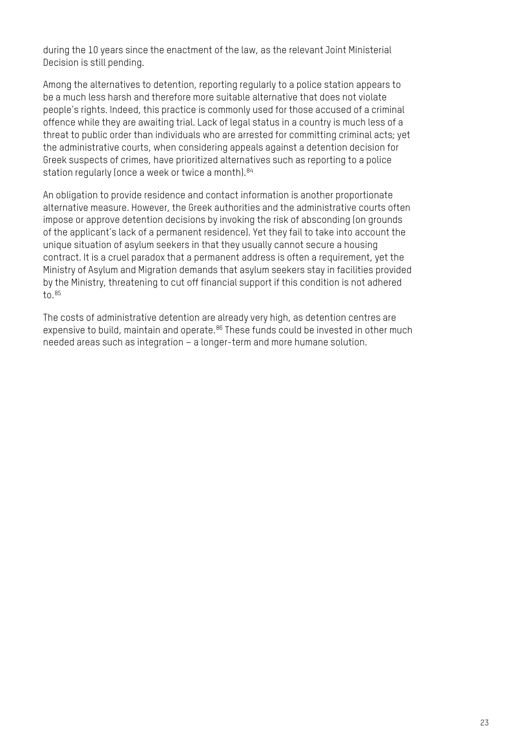during the 10 years since the enactment of the law, as the relevant Joint Ministerial Decision is still pending.

Among the alternatives to detention, reporting regularly to a police station appears to be a much less harsh and therefore more suitable alternative that does not violate people's rights. Indeed, this practice is commonly used for those accused of a criminal offence while they are awaiting trial. Lack of legal status in a country is much less of a threat to public order than individuals who are arrested for committing criminal acts; yet the administrative courts, when considering appeals against a detention decision for Greek suspects of crimes, have prioritized alternatives such as reporting to a police station regularly (once a week or twice a month).[84]

An obligation to provide residence and contact information is another proportionate alternative measure. However, the Greek authorities and the administrative courts often impose or approve detention decisions by invoking the risk of absconding (on grounds of the applicant's lack of a permanent residence). Yet they fail to take into account the unique situation of asylum seekers in that they usually cannot secure a housing contract. It is a cruel paradox that a permanent address is often a requirement, yet the Ministry of Asylum and Migration demands that asylum seekers stay in facilities provided by the Ministry, threatening to cut off financial support if this condition is not adhered to.[85]

The costs of administrative detention are already very high, as detention centres are expensive to build, maintain and operate.[86] These funds could be invested in other much needed areas such as integration – a longer-term and more humane solution.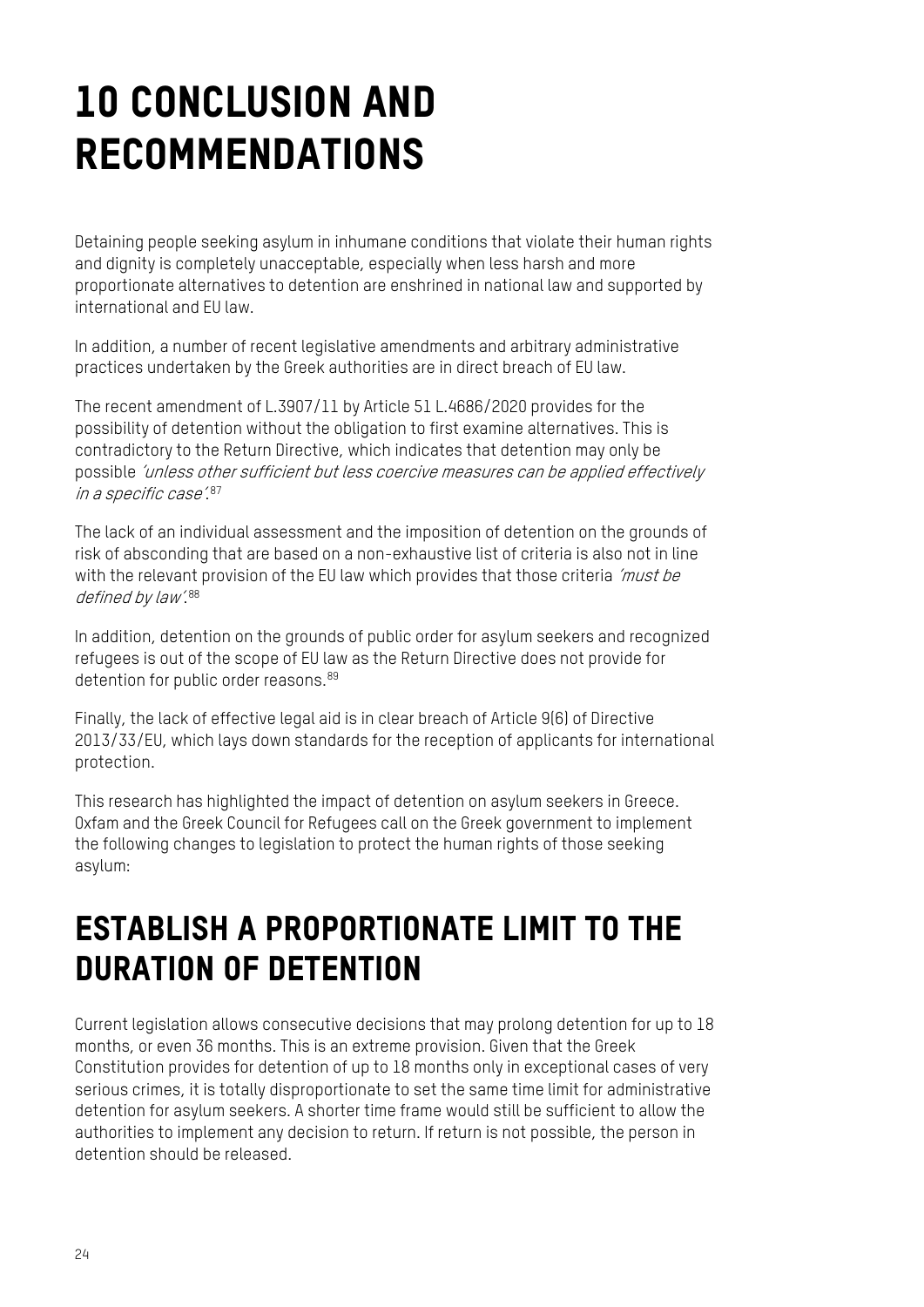# 10 CONCLUSION AND RECOMMENDATIONS

Detaining people seeking asylum in inhumane conditions that violate their human rights and dignity is completely unacceptable, especially when less harsh and more proportionate alternatives to detention are enshrined in national law and supported by international and EU law.

In addition, a number of recent legislative amendments and arbitrary administrative practices undertaken by the Greek authorities are in direct breach of EU law.

The recent amendment of L.3907/11 by Article 51 L.4686/2020 provides for the possibility of detention without the obligation to first examine alternatives. This is contradictory to the Return Directive, which indicates that detention may only be possible *'unless other sufficient but less coercive measures can be applied effectively in a specific case'*.[87]

The lack of an individual assessment and the imposition of detention on the grounds of risk of absconding that are based on a non-exhaustive list of criteria is also not in line with the relevant provision of the EU law which provides that those criteria *'must be defined by law'*.[88]

In addition, detention on the grounds of public order for asylum seekers and recognized refugees is out of the scope of EU law as the Return Directive does not provide for detention for public order reasons.[89]

Finally, the lack of effective legal aid is in clear breach of Article 9(6) of Directive 2013/33/EU, which lays down standards for the reception of applicants for international protection.

This research has highlighted the impact of detention on asylum seekers in Greece. Oxfam and the Greek Council for Refugees call on the Greek government to implement the following changes to legislation to protect the human rights of those seeking asylum:

## ESTABLISH A PROPORTIONATE LIMIT TO THE DURATION OF DETENTION

Current legislation allows consecutive decisions that may prolong detention for up to 18 months, or even 36 months. This is an extreme provision. Given that the Greek Constitution provides for detention of up to 18 months only in exceptional cases of very serious crimes, it is totally disproportionate to set the same time limit for administrative detention for asylum seekers. A shorter time frame would still be sufficient to allow the authorities to implement any decision to return. If return is not possible, the person in detention should be released.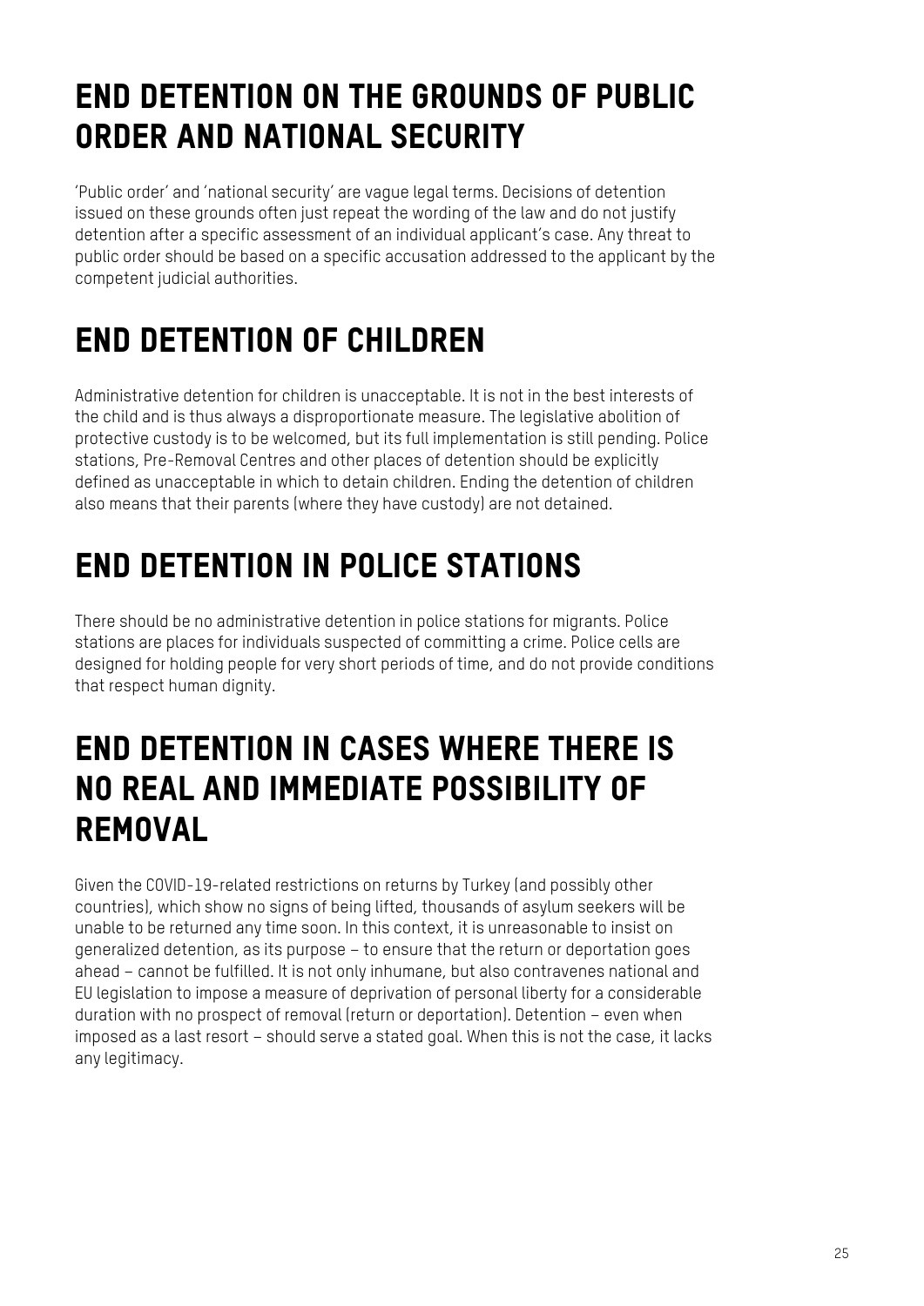## END DETENTION ON THE GROUNDS OF PUBLIC ORDER AND NATIONAL SECURITY

'Public order' and 'national security' are vague legal terms. Decisions of detention issued on these grounds often just repeat the wording of the law and do not justify detention after a specific assessment of an individual applicant's case. Any threat to public order should be based on a specific accusation addressed to the applicant by the competent judicial authorities.

## END DETENTION OF CHILDREN

Administrative detention for children is unacceptable. It is not in the best interests of the child and is thus always a disproportionate measure. The legislative abolition of protective custody is to be welcomed, but its full implementation is still pending. Police stations, Pre-Removal Centres and other places of detention should be explicitly defined as unacceptable in which to detain children. Ending the detention of children also means that their parents (where they have custody) are not detained.

## END DETENTION IN POLICE STATIONS

There should be no administrative detention in police stations for migrants. Police stations are places for individuals suspected of committing a crime. Police cells are designed for holding people for very short periods of time, and do not provide conditions that respect human dignity.

## END DETENTION IN CASES WHERE THERE IS NO REAL AND IMMEDIATE POSSIBILITY OF REMOVAL

Given the COVID-19-related restrictions on returns by Turkey (and possibly other countries), which show no signs of being lifted, thousands of asylum seekers will be unable to be returned any time soon. In this context, it is unreasonable to insist on generalized detention, as its purpose – to ensure that the return or deportation goes ahead – cannot be fulfilled. It is not only inhumane, but also contravenes national and EU legislation to impose a measure of deprivation of personal liberty for a considerable duration with no prospect of removal (return or deportation). Detention – even when imposed as a last resort – should serve a stated goal. When this is not the case, it lacks any legitimacy.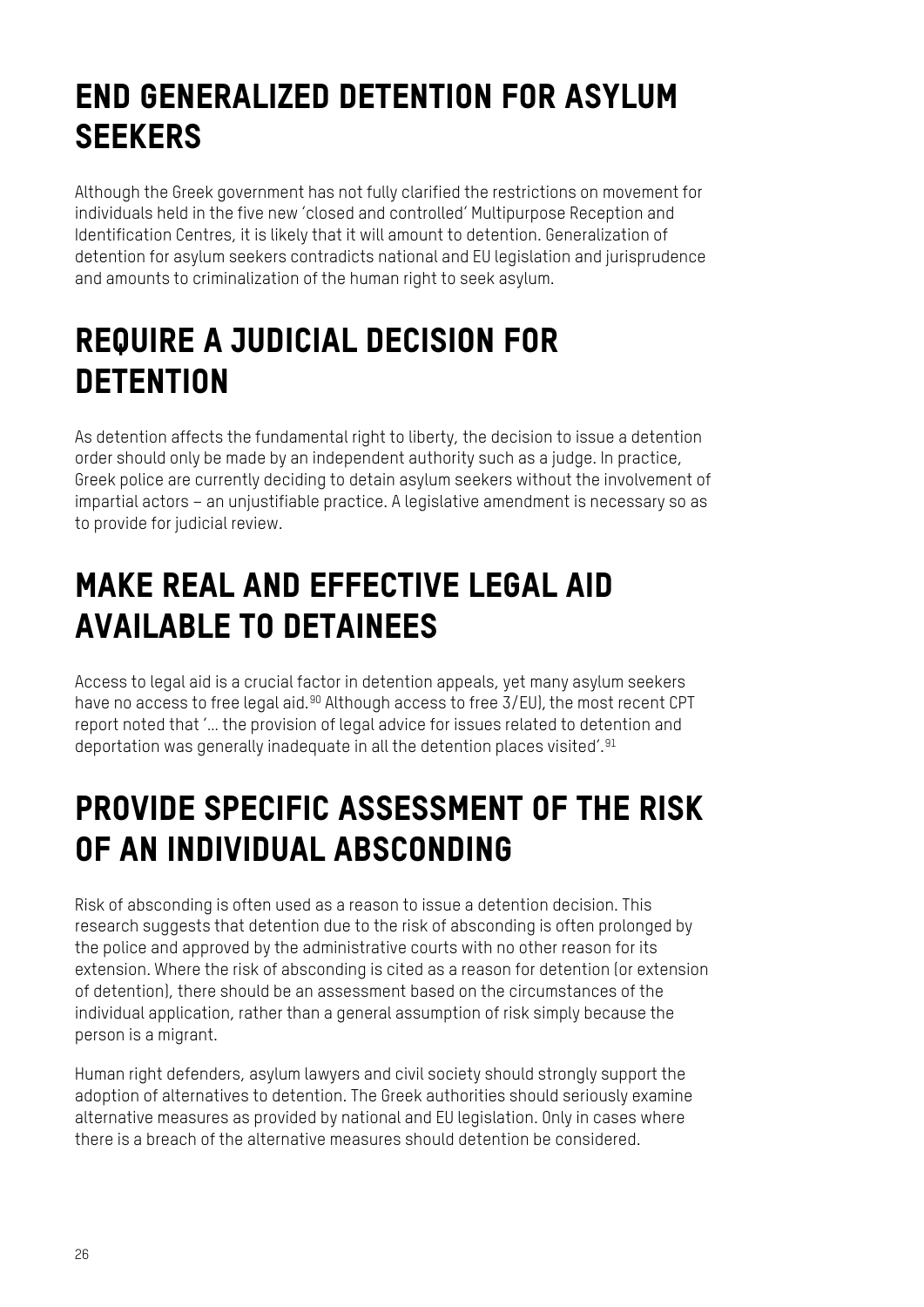## END GENERALIZED DETENTION FOR ASYLUM SEEKERS

Although the Greek government has not fully clarified the restrictions on movement for individuals held in the five new 'closed and controlled' Multipurpose Reception and Identification Centres, it is likely that it will amount to detention. Generalization of detention for asylum seekers contradicts national and EU legislation and jurisprudence and amounts to criminalization of the human right to seek asylum.

## REQUIRE A JUDICIAL DECISION FOR DETENTION

As detention affects the fundamental right to liberty, the decision to issue a detention order should only be made by an independent authority such as a judge. In practice, Greek police are currently deciding to detain asylum seekers without the involvement of impartial actors – an unjustifiable practice. A legislative amendment is necessary so as to provide for judicial review.

## MAKE REAL AND EFFECTIVE LEGAL AID AVAILABLE TO DETAINEES

Access to legal aid is a crucial factor in detention appeals, yet many asylum seekers have no access to free legal aid.[90] Although access to free 3/EU), the most recent CPT report noted that '… the provision of legal advice for issues related to detention and deportation was generally inadequate in all the detention places visited'.[91]

## PROVIDE SPECIFIC ASSESSMENT OF THE RISK OF AN INDIVIDUAL ABSCONDING

Risk of absconding is often used as a reason to issue a detention decision. This research suggests that detention due to the risk of absconding is often prolonged by the police and approved by the administrative courts with no other reason for its extension. Where the risk of absconding is cited as a reason for detention (or extension of detention), there should be an assessment based on the circumstances of the individual application, rather than a general assumption of risk simply because the person is a migrant.

Human right defenders, asylum lawyers and civil society should strongly support the adoption of alternatives to detention. The Greek authorities should seriously examine alternative measures as provided by national and EU legislation. Only in cases where there is a breach of the alternative measures should detention be considered.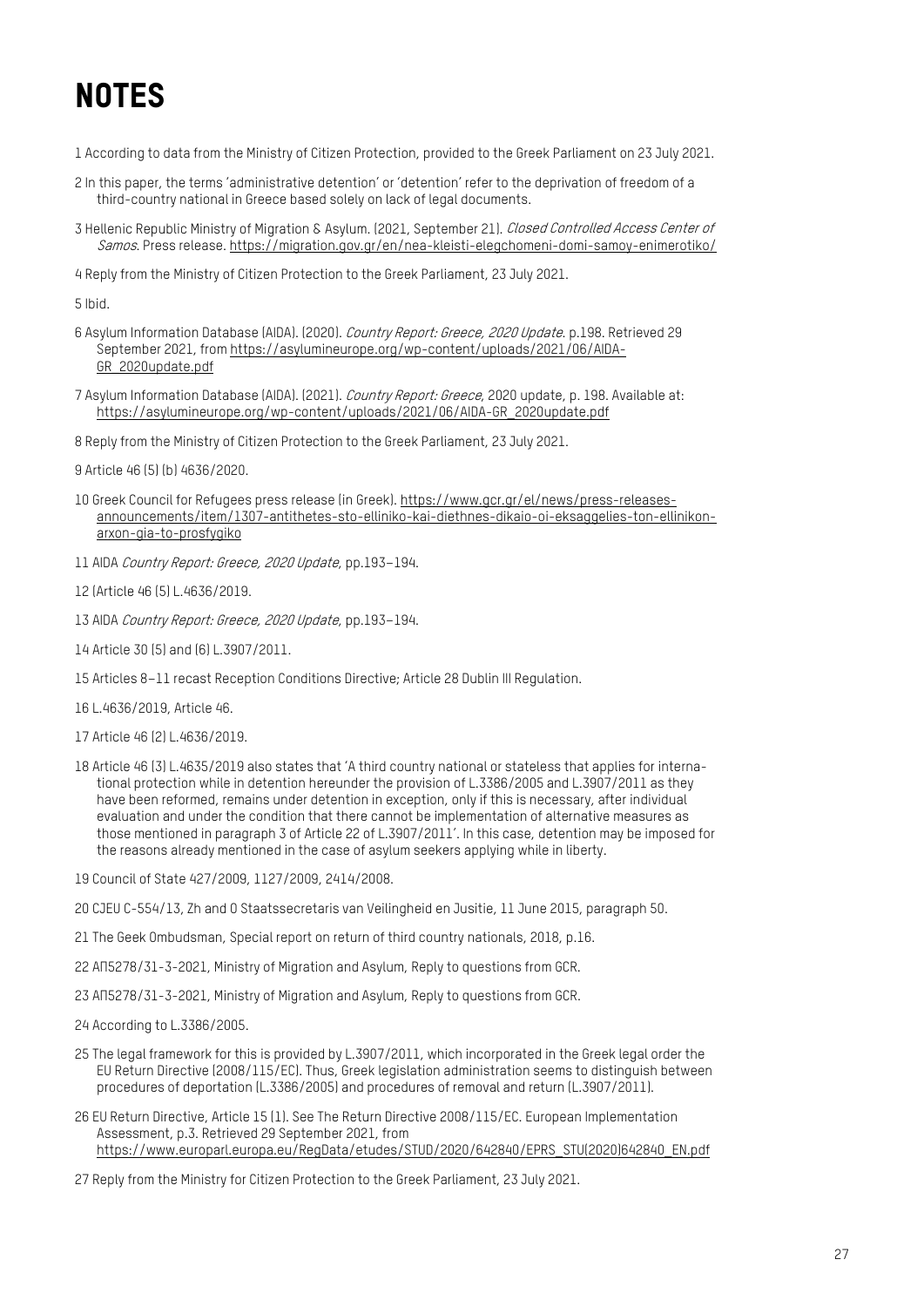# NOTES

1 According to data from the Ministry of Citizen Protection, provided to the Greek Parliament on 23 July 2021.

2 In this paper, the terms 'administrative detention' or 'detention' refer to the deprivation of freedom of a third-country national in Greece based solely on lack of legal documents.

3 Hellenic Republic Ministry of Migration & Asylum. (2021, September 21). *Closed Controlled Access Center of Samos*. Press release. https://migration.gov.gr/en/nea-kleisti-elegchomeni-domi-samoy-enimerotiko/

4 Reply from the Ministry of Citizen Protection to the Greek Parliament, 23 July 2021.

5 Ibid.

6 Asylum Information Database (AIDA). (2020). *Country Report: Greece, 2020 Update*. p.198. Retrieved 29 September 2021, from https://asylumineurope.org/wp-content/uploads/2021/06/AIDA-GR_2020update.pdf

7 Asylum Information Database (AIDA). (2021). *Country Report: Greece*, 2020 update, p. 198. Available at: https://asylumineurope.org/wp-content/uploads/2021/06/AIDA-GR_2020update.pdf

8 Reply from the Ministry of Citizen Protection to the Greek Parliament, 23 July 2021.

9 Article 46 (5) (b) 4636/2020.

10 Greek Council for Refugees press release (in Greek). https://www.gcr.gr/el/news/press-releases-announcements/item/1307-antithetes-sto-elliniko-kai-diethnes-dikaio-oi-eksaggelies-ton-ellinikon-arxon-gia-to-prosfygiko

11 AIDA *Country Report: Greece, 2020 Update*, pp.193–194.

12 (Article 46 (5) L.4636/2019.

13 AIDA *Country Report: Greece, 2020 Update*, pp.193–194.

14 Article 30 (5) and (6) L.3907/2011.

15 Articles 8–11 recast Reception Conditions Directive; Article 28 Dublin III Regulation.

16 L.4636/2019, Article 46.

17 Article 46 (2) L.4636/2019.

18 Article 46 (3) L.4635/2019 also states that 'A third country national or stateless that applies for international protection while in detention hereunder the provision of L.3386/2005 and L.3907/2011 as they have been reformed, remains under detention in exception, only if this is necessary, after individual evaluation and under the condition that there cannot be implementation of alternative measures as those mentioned in paragraph 3 of Article 22 of L.3907/2011'. In this case, detention may be imposed for the reasons already mentioned in the case of asylum seekers applying while in liberty.

19 Council of State 427/2009, 1127/2009, 2414/2008.

20 CJEU C-554/13, Zh and O Staatssecretaris van Veilingheid en Jusitie, 11 June 2015, paragraph 50.

21 The Geek Ombudsman, Special report on return of third country nationals, 2018, p.16.

22 ΑΠ5278/31-3-2021, Ministry of Migration and Asylum, Reply to questions from GCR.

23 ΑΠ5278/31-3-2021, Ministry of Migration and Asylum, Reply to questions from GCR.

24 According to L.3386/2005.

25 The legal framework for this is provided by L.3907/2011, which incorporated in the Greek legal order the EU Return Directive (2008/115/EC). Thus, Greek legislation administration seems to distinguish between procedures of deportation (L.3386/2005) and procedures of removal and return (L.3907/2011).

26 EU Return Directive, Article 15 (1). See The Return Directive 2008/115/EC. European Implementation Assessment, p.3. Retrieved 29 September 2021, from https://www.europarl.europa.eu/RegData/etudes/STUD/2020/642840/EPRS_STU(2020)642840_EN.pdf

27 Reply from the Ministry for Citizen Protection to the Greek Parliament, 23 July 2021.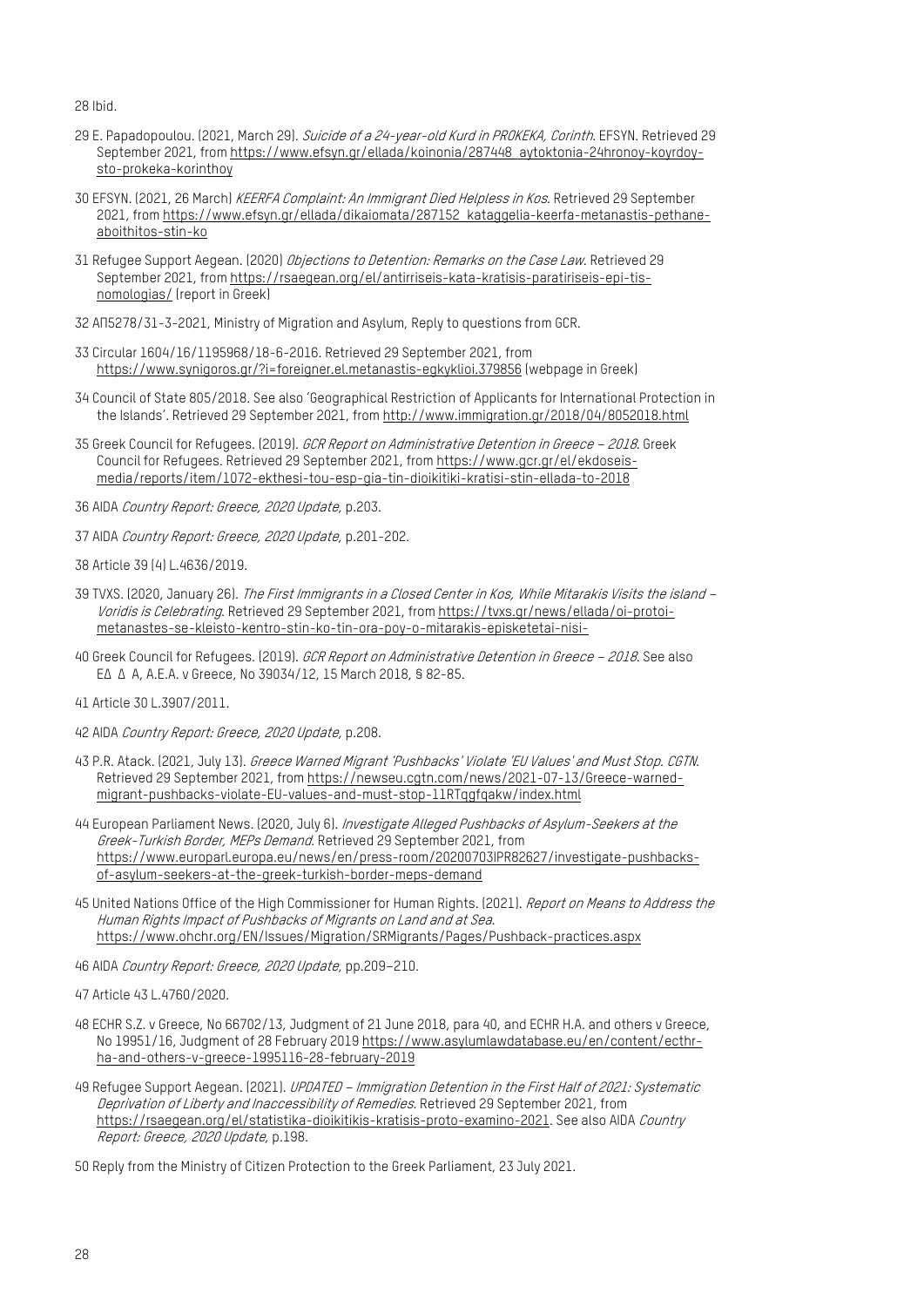28 Ibid.

29 E. Papadopoulou. (2021, March 29). *Suicide of a 24-year-old Kurd in PROKEKA, Corinth*. EFSYN. Retrieved 29 September 2021, from https://www.efsyn.gr/ellada/koinonia/287448_aytoktonia-24hronoy-koyrdoy-sto-prokeka-korinthoy

30 EFSYN. (2021, 26 March) *KEERFA Complaint: An Immigrant Died Helpless in Kos*. Retrieved 29 September 2021, from https://www.efsyn.gr/ellada/dikaiomata/287152_kataggelia-keerfa-metanastis-pethane-aboithitos-stin-ko

31 Refugee Support Aegean. (2020) *Objections to Detention: Remarks on the Case Law*. Retrieved 29 September 2021, from https://rsaegean.org/el/antirriseis-kata-kratisis-paratiriseis-epi-tis-nomologias/ (report in Greek)

32 ΑΠ5278/31-3-2021, Ministry of Migration and Asylum, Reply to questions from GCR.

33 Circular 1604/16/1195968/18-6-2016. Retrieved 29 September 2021, from https://www.synigoros.gr/?i=foreigner.el.metanastis-egkyklioi.379856 (webpage in Greek)

34 Council of State 805/2018. See also 'Geographical Restriction of Applicants for International Protection in the Islands'. Retrieved 29 September 2021, from http://www.immigration.gr/2018/04/8052018.html

35 Greek Council for Refugees. (2019). *GCR Report on Administrative Detention in Greece – 2018*. Greek Council for Refugees. Retrieved 29 September 2021, from https://www.gcr.gr/el/ekdoseis-media/reports/item/1072-ekthesi-tou-esp-gia-tin-dioikitiki-kratisi-stin-ellada-to-2018

36 AIDA *Country Report: Greece, 2020 Update*, p.203.

37 AIDA *Country Report: Greece, 2020 Update*, p.201-202.

38 Article 39 (4) L.4636/2019.

39 TVXS. (2020, January 26). *The First Immigrants in a Closed Center in Kos, While Mitarakis Visits the island – Voridis is Celebrating*. Retrieved 29 September 2021, from https://tvxs.gr/news/ellada/oi-protoi-metanastes-se-kleisto-kentro-stin-ko-tin-ora-poy-o-mitarakis-episketetai-nisi-

40 Greek Council for Refugees. (2019). *GCR Report on Administrative Detention in Greece – 2018*. See also ΕΔ Δ Α, A.E.A. v Greece, No 39034/12, 15 March 2018, § 82-85.

41 Article 30 L.3907/2011.

42 AIDA *Country Report: Greece, 2020 Update*, p.208.

43 P.R. Atack. (2021, July 13). *Greece Warned Migrant 'Pushbacks' Violate 'EU Values' and Must Stop. CGTN*. Retrieved 29 September 2021, from https://newseu.cgtn.com/news/2021-07-13/Greece-warned-migrant-pushbacks-violate-EU-values-and-must-stop-11RTqgfqakw/index.html

44 European Parliament News. (2020, July 6). *Investigate Alleged Pushbacks of Asylum-Seekers at the Greek-Turkish Border, MEPs Demand*. Retrieved 29 September 2021, from https://www.europarl.europa.eu/news/en/press-room/20200703IPR82627/investigate-pushbacks-of-asylum-seekers-at-the-greek-turkish-border-meps-demand

45 United Nations Office of the High Commissioner for Human Rights. (2021). *Report on Means to Address the Human Rights Impact of Pushbacks of Migrants on Land and at Sea*. https://www.ohchr.org/EN/Issues/Migration/SRMigrants/Pages/Pushback-practices.aspx

46 AIDA *Country Report: Greece, 2020 Update*, pp.209–210.

47 Article 43 L.4760/2020.

48 ECHR S.Z. v Greece, No 66702/13, Judgment of 21 June 2018, para 40, and ECHR H.A. and others v Greece, No 19951/16, Judgment of 28 February 2019 https://www.asylumlawdatabase.eu/en/content/ecthr-ha-and-others-v-greece-1995116-28-february-2019

49 Refugee Support Aegean. (2021). *UPDATED – Immigration Detention in the First Half of 2021: Systematic Deprivation of Liberty and Inaccessibility of Remedies*. Retrieved 29 September 2021, from https://rsaegean.org/el/statistika-dioikitikis-kratisis-proto-examino-2021. See also AIDA *Country Report: Greece, 2020 Update*, p.198.

50 Reply from the Ministry of Citizen Protection to the Greek Parliament, 23 July 2021.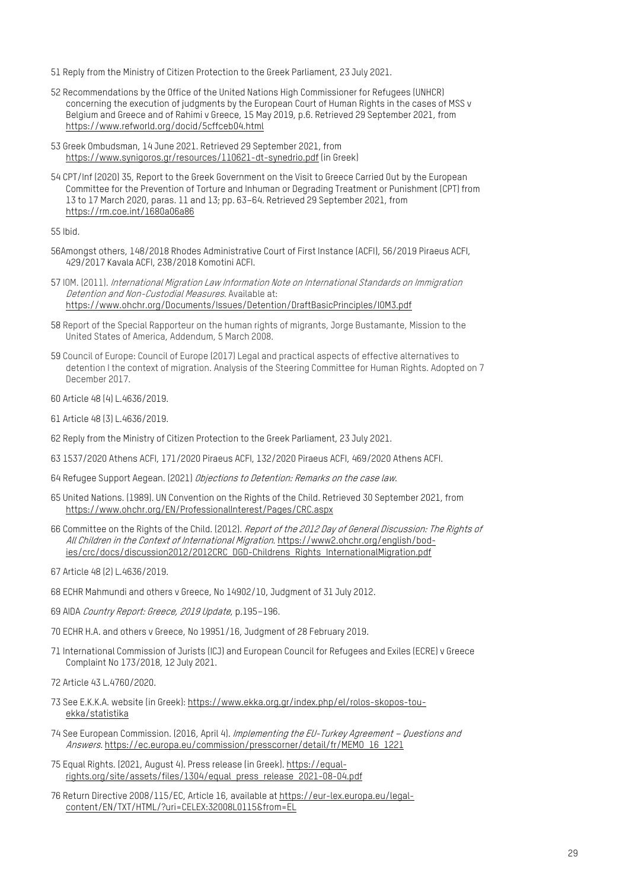51 Reply from the Ministry of Citizen Protection to the Greek Parliament, 23 July 2021.

52 Recommendations by the Office of the United Nations High Commissioner for Refugees (UNHCR) concerning the execution of judgments by the European Court of Human Rights in the cases of MSS v Belgium and Greece and of Rahimi v Greece, 15 May 2019, p.6. Retrieved 29 September 2021, from https://www.refworld.org/docid/5cffceb04.html

53 Greek Ombudsman, 14 June 2021. Retrieved 29 September 2021, from https://www.synigoros.gr/resources/110621-dt-synedrio.pdf (in Greek)

54 CPT/Inf (2020) 35, Report to the Greek Government on the Visit to Greece Carried Out by the European Committee for the Prevention of Torture and Inhuman or Degrading Treatment or Punishment (CPT) from 13 to 17 March 2020, paras. 11 and 13; pp. 63–64. Retrieved 29 September 2021, from https://rm.coe.int/1680a06a86

55 Ibid.

56Amongst others, 148/2018 Rhodes Administrative Court of First Instance (ACFI), 56/2019 Piraeus ACFI, 429/2017 Kavala ACFI, 238/2018 Komotini ACFI.

57 IOM. (2011). *International Migration Law Information Note on International Standards on Immigration Detention and Non-Custodial Measures*. Available at: https://www.ohchr.org/Documents/Issues/Detention/DraftBasicPrinciples/IOM3.pdf

58 Report of the Special Rapporteur on the human rights of migrants, Jorge Bustamante, Mission to the United States of America, Addendum, 5 March 2008.

59 Council of Europe: Council of Europe (2017) Legal and practical aspects of effective alternatives to detention I the context of migration. Analysis of the Steering Committee for Human Rights. Adopted on 7 December 2017.

60 Article 48 (4) L.4636/2019.

61 Article 48 (3) L.4636/2019.

62 Reply from the Ministry of Citizen Protection to the Greek Parliament, 23 July 2021.

63 1537/2020 Athens ACFI, 171/2020 Piraeus ACFI, 132/2020 Piraeus ACFI, 469/2020 Athens ACFI.

64 Refugee Support Aegean. (2021) *Objections to Detention: Remarks on the case law*.

65 United Nations. (1989). UN Convention on the Rights of the Child. Retrieved 30 September 2021, from https://www.ohchr.org/EN/ProfessionalInterest/Pages/CRC.aspx

66 Committee on the Rights of the Child. (2012). *Report of the 2012 Day of General Discussion: The Rights of All Children in the Context of International Migration*. https://www2.ohchr.org/english/bodies/crc/docs/discussion2012/2012CRC_DGD-Childrens_Rights_InternationalMigration.pdf

67 Article 48 (2) L.4636/2019.

68 ECHR Mahmundi and others v Greece, No 14902/10, Judgment of 31 July 2012.

69 AIDA *Country Report: Greece, 2019 Update*, p.195–196.

70 ECHR H.A. and others v Greece, No 19951/16, Judgment of 28 February 2019.

71 International Commission of Jurists (ICJ) and European Council for Refugees and Exiles (ECRE) v Greece Complaint No 173/2018, 12 July 2021.

72 Article 43 L.4760/2020.

73 See E.K.K.A. website (in Greek): https://www.ekka.org.gr/index.php/el/rolos-skopos-tou-ekka/statistika

74 See European Commission. (2016, April 4). *Implementing the EU-Turkey Agreement – Questions and Answers*. https://ec.europa.eu/commission/presscorner/detail/fr/MEMO_16_1221

75 Equal Rights. (2021, August 4). Press release (in Greek). https://equal-rights.org/site/assets/files/1304/equal_press_release_2021-08-04.pdf

76 Return Directive 2008/115/EC, Article 16, available at https://eur-lex.europa.eu/legal-content/EN/TXT/HTML/?uri=CELEX:32008L0115&from=EL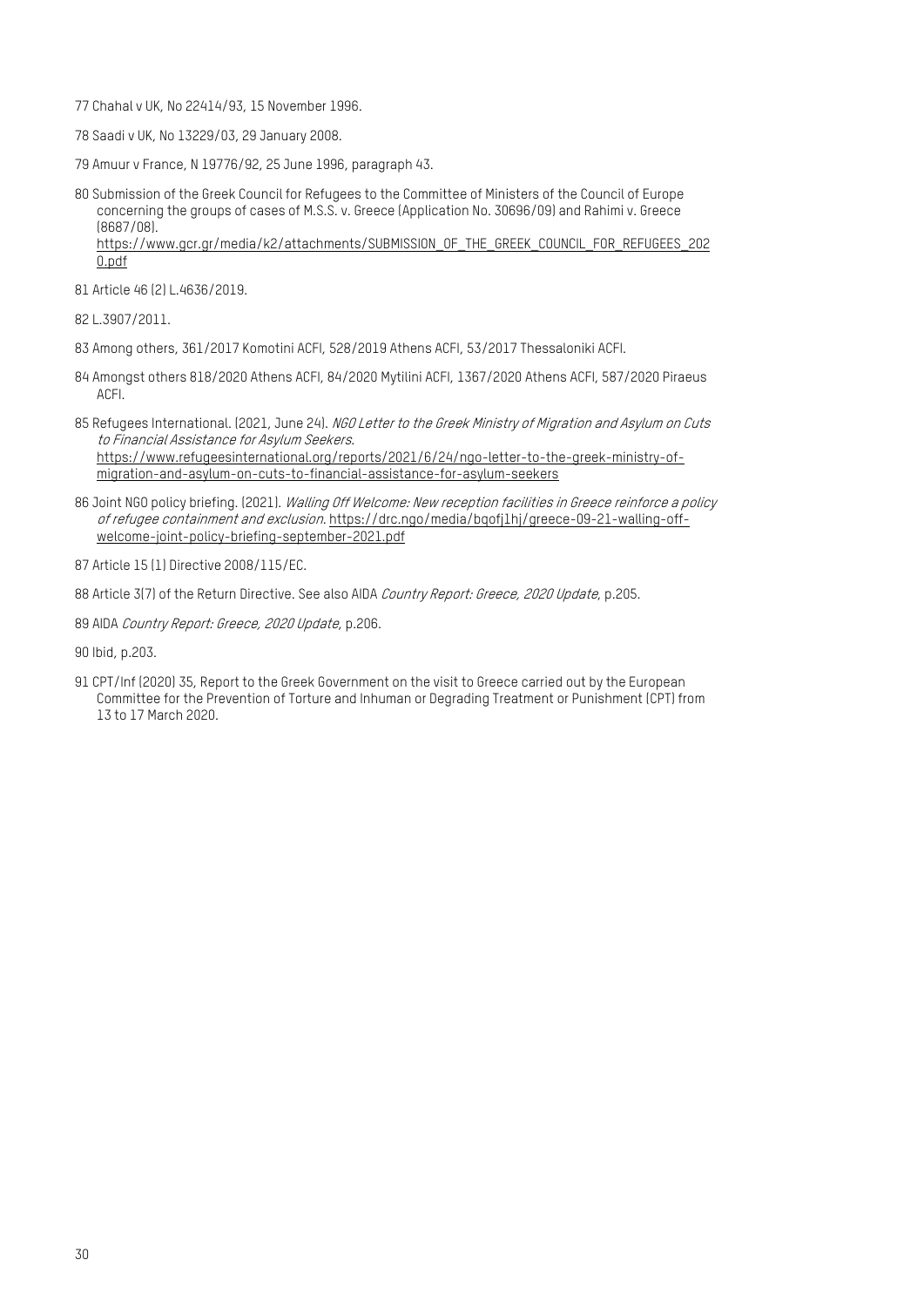77 Chahal v UK, No 22414/93, 15 November 1996.

78 Saadi v UK, No 13229/03, 29 January 2008.

79 Amuur v France, N 19776/92, 25 June 1996, paragraph 43.

80 Submission of the Greek Council for Refugees to the Committee of Ministers of the Council of Europe concerning the groups of cases of M.S.S. v. Greece (Application No. 30696/09) and Rahimi v. Greece (8687/08). https://www.gcr.gr/media/k2/attachments/SUBMISSION_OF_THE_GREEK_COUNCIL_FOR_REFUGEES_2020.pdf

81 Article 46 (2) L.4636/2019.

82 L.3907/2011.

83 Among others, 361/2017 Komotini ACFI, 528/2019 Athens ACFI, 53/2017 Thessaloniki ACFI.

84 Amongst others 818/2020 Athens ACFI, 84/2020 Mytilini ACFI, 1367/2020 Athens ACFI, 587/2020 Piraeus ACFI.

85 Refugees International. (2021, June 24). *NGO Letter to the Greek Ministry of Migration and Asylum on Cuts to Financial Assistance for Asylum Seekers*. https://www.refugeesinternational.org/reports/2021/6/24/ngo-letter-to-the-greek-ministry-of-migration-and-asylum-on-cuts-to-financial-assistance-for-asylum-seekers

86 Joint NGO policy briefing. (2021). *Walling Off Welcome: New reception facilities in Greece reinforce a policy of refugee containment and exclusion*. https://drc.ngo/media/bqofj1hj/greece-09-21-walling-off-welcome-joint-policy-briefing-september-2021.pdf

87 Article 15 (1) Directive 2008/115/EC.

88 Article 3(7) of the Return Directive. See also AIDA *Country Report: Greece, 2020 Update*, p.205.

89 AIDA *Country Report: Greece, 2020 Update*, p.206.

90 Ibid, p.203.

91 CPT/Inf (2020) 35, Report to the Greek Government on the visit to Greece carried out by the European Committee for the Prevention of Torture and Inhuman or Degrading Treatment or Punishment (CPT) from 13 to 17 March 2020.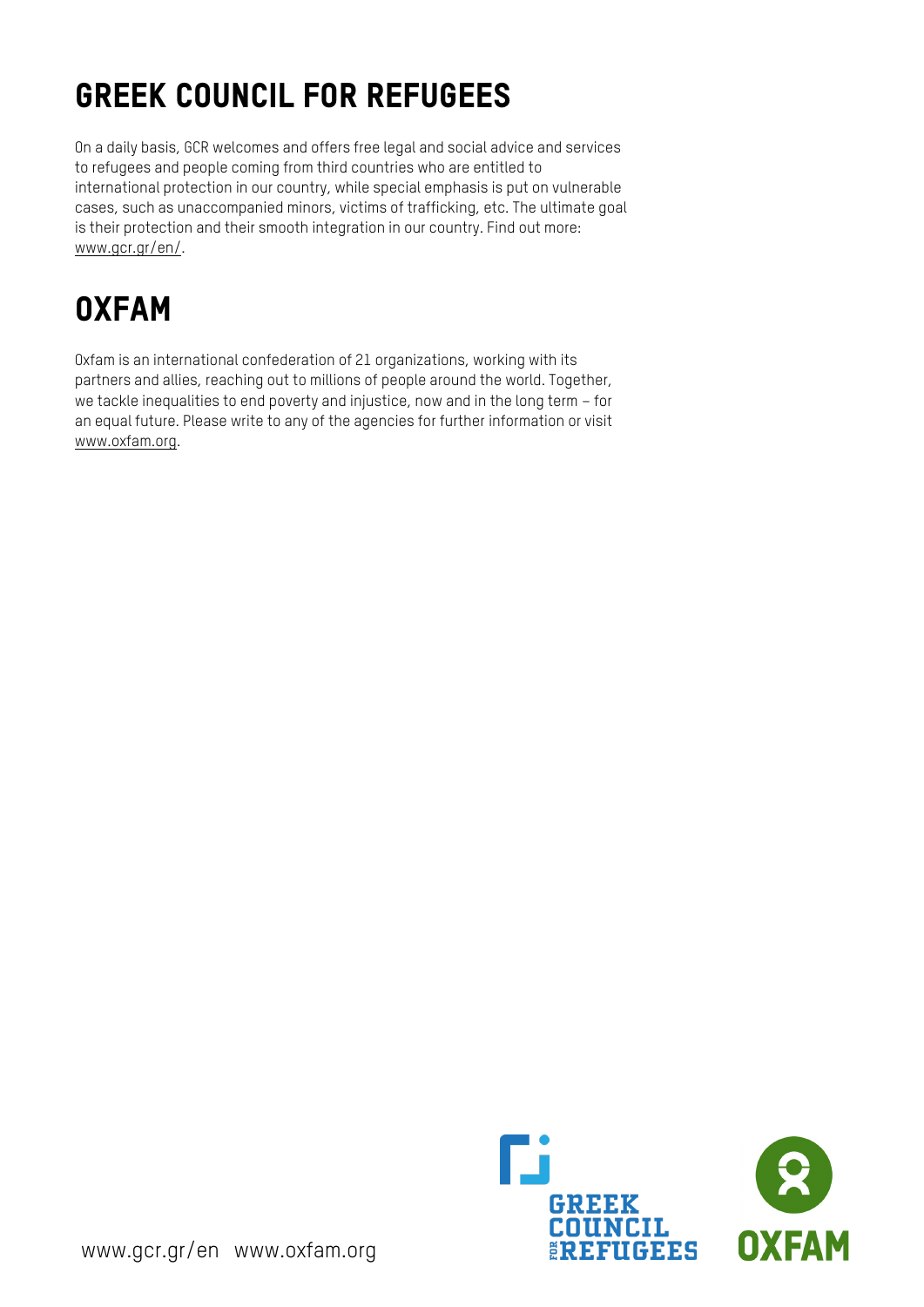# GREEK COUNCIL FOR REFUGEES

On a daily basis, GCR welcomes and offers free legal and social advice and services to refugees and people coming from third countries who are entitled to international protection in our country, while special emphasis is put on vulnerable cases, such as unaccompanied minors, victims of trafficking, etc. The ultimate goal is their protection and their smooth integration in our country. Find out more: www.gcr.gr/en/.

# OXFAM

Oxfam is an international confederation of 21 organizations, working with its partners and allies, reaching out to millions of people around the world. Together, we tackle inequalities to end poverty and injustice, now and in the long term – for an equal future. Please write to any of the agencies for further information or visit www.oxfam.org.

www.gcr.gr/en www.oxfam.org

GREEK COUNCIL FOR REFUGEES

OXFAM